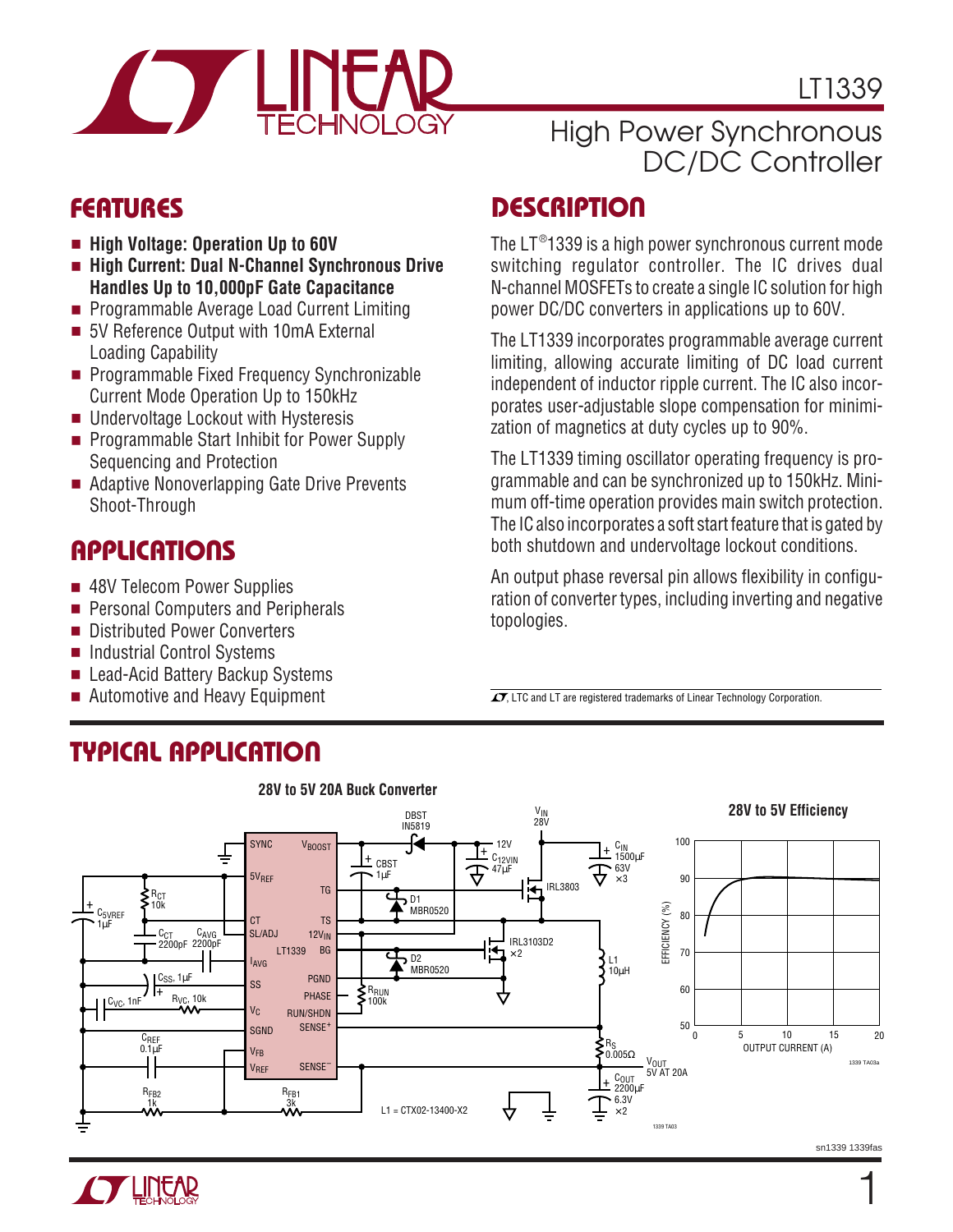# LT1339

## High Power Synchronous DC/DC Controller

## FEATURES

- **High Voltage: Operation Up to 60V**
- **High Current: Dual N-Channel Synchronous Drive Handles Up to 10,000pF Gate Capacitance**
- Programmable Average Load Current Limiting
- 5V Reference Output with 10mA External Loading Capability
- Programmable Fixed Frequency Synchronizable Current Mode Operation Up to 150kHz
- Undervoltage Lockout with Hysteresis
- Programmable Start Inhibit for Power Supply Sequencing and Protection
- Adaptive Nonoverlapping Gate Drive Prevents Shoot-Through

## APPLICATIONS

- 48V Telecom Power Supplies
- Personal Computers and Peripherals
- Distributed Power Converters
- Industrial Control Systems
- Lead-Acid Battery Backup Systems
- Automotive and Heavy Equipment

## DESCRIPTION

The LT®1339 is a high power synchronous current mode switching regulator controller. The IC drives dual N-channel MOSFETs to create a single IC solution for high power DC/DC converters in applications up to 60V.

The LT1339 incorporates programmable average current limiting, allowing accurate limiting of DC load current independent of inductor ripple current. The IC also incorporates user-adjustable slope compensation for minimization of magnetics at duty cycles up to 90%.

The LT1339 timing oscillator operating frequency is programmable and can be synchronized up to 150kHz. Minimum off-time operation provides main switch protection. The IC also incorporates a soft start feature that is gated by both shutdown and undervoltage lockout conditions.

An output phase reversal pin allows flexibility in configuration of converter types, including inverting and negative topologies.

LTC and LT are registered trademarks of Linear Technology Corporation.

## TYPICAL APPLICATION

**28V to 5V 20A Buck Converter**

L1 = CTX02-13400-X2

**28V to 5V Efficiency**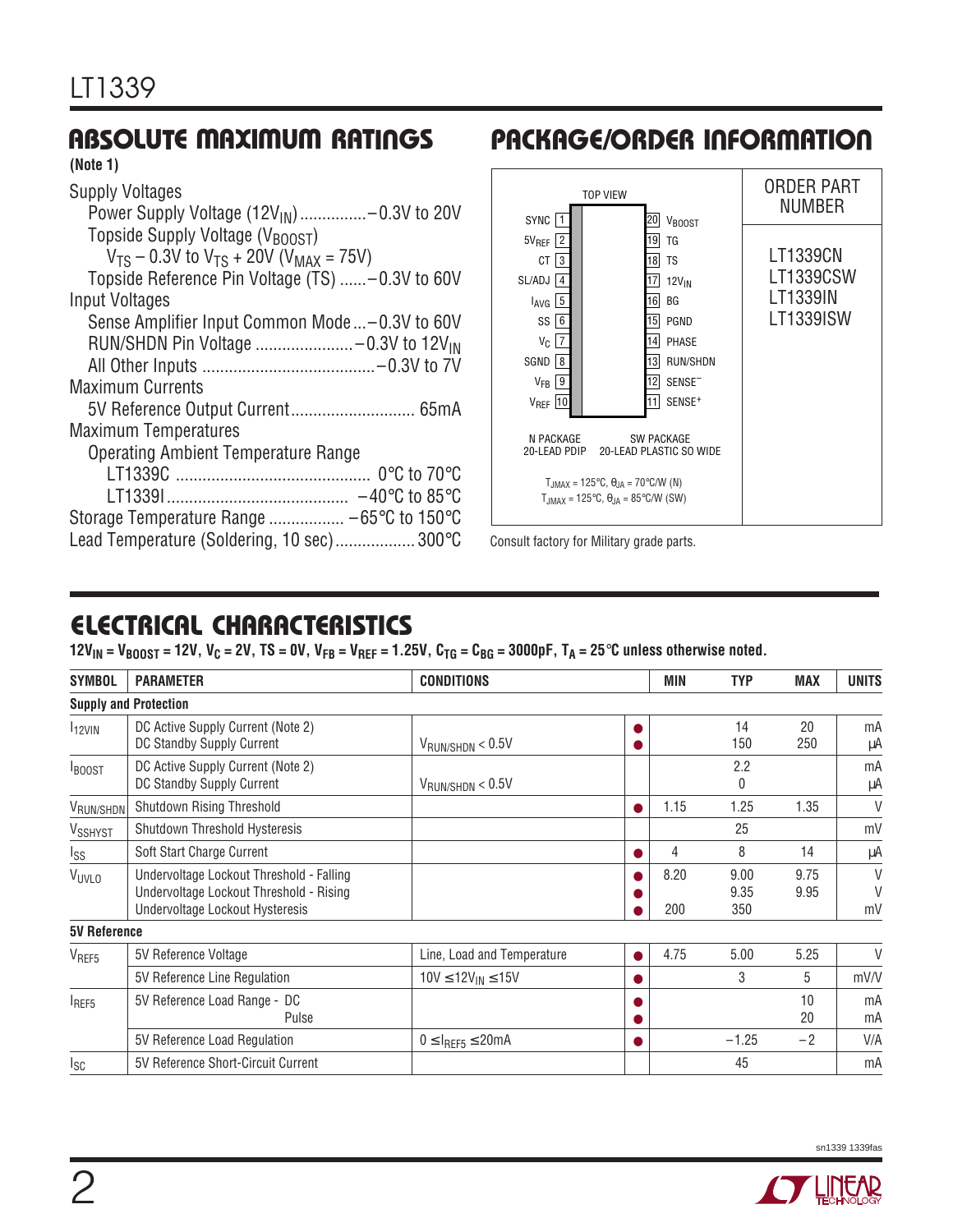## ABSOLUTE MAXIMUM RATINGS

(Note 1)

Supply Voltages
- Power Supply Voltage ($12V_{IN}$) ............... –0.3V to 20V
- Topside Supply Voltage ($V_{BOOST}$)
  - $V_{TS}$ – 0.3V to $V_{TS}$ + 20V ($V_{MAX}$ = 75V)
- Topside Reference Pin Voltage (TS) ...... –0.3V to 60V

Input Voltages
- Sense Amplifier Input Common Mode ... –0.3V to 60V
- RUN/SHDN Pin Voltage ...................... –0.3V to $12V_{IN}$
- All Other Inputs ....................................... –0.3V to 7V

Maximum Currents
- 5V Reference Output Current ............................ 65mA

Maximum Temperatures
- Operating Ambient Temperature Range
  - LT1339C ............................................. 0°C to 70°C
  - LT1339I .......................................... –40°C to 85°C

Storage Temperature Range ................. –65°C to 150°C

Lead Temperature (Soldering, 10 sec) .................. 300°C

## PACKAGE/ORDER INFORMATION

TOP VIEW

| Pin | Name | Pin | Name |
|---|---|---|---|
| 1 | SYNC | 20 | $V_{BOOST}$ |
| 2 | $5V_{REF}$ | 19 | TG |
| 3 | CT | 18 | TS |
| 4 | SL/ADJ | 17 | $12V_{IN}$ |
| 5 | $I_{AVG}$ | 16 | BG |
| 6 | SS | 15 | PGND |
| 7 | $V_C$ | 14 | PHASE |
| 8 | SGND | 13 | RUN/SHDN |
| 9 | $V_{FB}$ | 12 | SENSE⁻ |
| 10 | $V_{REF}$ | 11 | SENSE⁺ |

N PACKAGE 20-LEAD PDIP — SW PACKAGE 20-LEAD PLASTIC SO WIDE

$T_{JMAX}$ = 125°C, $\theta_{JA}$ = 70°C/W (N)
$T_{JMAX}$ = 125°C, $\theta_{JA}$ = 85°C/W (SW)

| ORDER PART NUMBER |
|---|
| LT1339CN |
| LT1339CSW |
| LT1339IN |
| LT1339ISW |

Consult factory for Military grade parts.

## ELECTRICAL CHARACTERISTICS

**$12V_{IN}$ = $V_{BOOST}$ = 12V, $V_C$ = 2V, TS = 0V, $V_{FB}$ = $V_{REF}$ = 1.25V, $C_{TG}$ = $C_{BG}$ = 3000pF, $T_A$ = 25°C unless otherwise noted.**

| SYMBOL | PARAMETER | CONDITIONS | | MIN | TYP | MAX | UNITS |
|---|---|---|---|---|---|---|---|
| **Supply and Protection** | | | | | | | |
| $I_{12VIN}$ | DC Active Supply Current (Note 2)<br>DC Standby Supply Current | <br>$V_{RUN/SHDN}$ < 0.5V | ●<br>● | | 14<br>150 | 20<br>250 | mA<br>µA |
| $I_{BOOST}$ | DC Active Supply Current (Note 2)<br>DC Standby Supply Current | <br>$V_{RUN/SHDN}$ < 0.5V | | | 2.2<br>0 | | mA<br>µA |
| $V_{RUN/SHDN}$ | Shutdown Rising Threshold | | ● | 1.15 | 1.25 | 1.35 | V |
| $V_{SSHYST}$ | Shutdown Threshold Hysteresis | | | | 25 | | mV |
| $I_{SS}$ | Soft Start Charge Current | | ● | 4 | 8 | 14 | µA |
| $V_{UVLO}$ | Undervoltage Lockout Threshold - Falling<br>Undervoltage Lockout Threshold - Rising<br>Undervoltage Lockout Hysteresis | | ●<br>●<br>● | 8.20<br><br>200 | 9.00<br>9.35<br>350 | 9.75<br>9.95<br> | V<br>V<br>mV |
| **5V Reference** | | | | | | | |
| $V_{REF5}$ | 5V Reference Voltage | Line, Load and Temperature | ● | 4.75 | 5.00 | 5.25 | V |
| | 5V Reference Line Regulation | 10V ≤ $12V_{IN}$ ≤ 15V | ● | | 3 | 5 | mV/V |
| $I_{REF5}$ | 5V Reference Load Range - DC<br>Pulse | | ●<br>● | | | 10<br>20 | mA<br>mA |
| | 5V Reference Load Regulation | 0 ≤ $I_{REF5}$ ≤ 20mA | ● | | –1.25 | –2 | V/A |
| $I_{SC}$ | 5V Reference Short-Circuit Current | | | | 45 | | mA |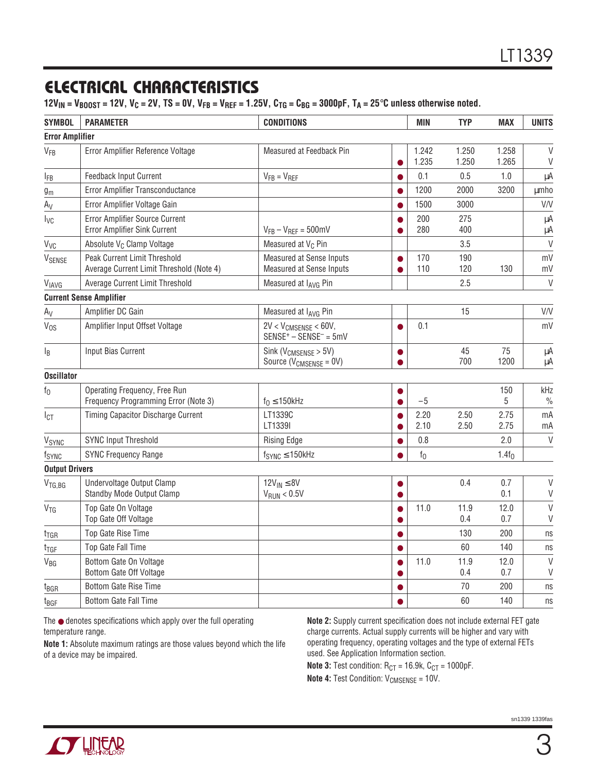## ELECTRICAL CHARACTERISTICS

**$12V_{IN} = V_{BOOST} = 12V$, $V_C = 2V$, TS = 0V, $V_{FB} = V_{REF} = 1.25V$, $C_{TG} = C_{BG} = 3000pF$, $T_A = 25°C$ unless otherwise noted.**

| SYMBOL | PARAMETER | CONDITIONS | | MIN | TYP | MAX | UNITS |
|---|---|---|---|---|---|---|---|
| **Error Amplifier** | | | | | | | |
| $V_{FB}$ | Error Amplifier Reference Voltage | Measured at Feedback Pin | <br>● | 1.242<br>1.235 | 1.250<br>1.250 | 1.258<br>1.265 | V<br>V |
| $I_{FB}$ | Feedback Input Current | $V_{FB} = V_{REF}$ | ● | 0.1 | 0.5 | 1.0 | µA |
| $g_m$ | Error Amplifier Transconductance | | ● | 1200 | 2000 | 3200 | µmho |
| $A_V$ | Error Amplifier Voltage Gain | | ● | 1500 | 3000 | | V/V |
| $I_{VC}$ | Error Amplifier Source Current<br>Error Amplifier Sink Current | <br>$V_{FB} - V_{REF} = 500mV$ | ●<br>● | 200<br>280 | 275<br>400 | | µA<br>µA |
| $V_{VC}$ | Absolute $V_C$ Clamp Voltage | Measured at $V_C$ Pin | | | 3.5 | | V |
| $V_{SENSE}$ | Peak Current Limit Threshold<br>Average Current Limit Threshold (Note 4) | Measured at Sense Inputs<br>Measured at Sense Inputs | ●<br>● | 170<br>110 | 190<br>120 | <br>130 | mV<br>mV |
| $V_{IAVG}$ | Average Current Limit Threshold | Measured at $I_{AVG}$ Pin | | | 2.5 | | V |
| **Current Sense Amplifier** | | | | | | | |
| $A_V$ | Amplifier DC Gain | Measured at $I_{AVG}$ Pin | | | 15 | | V/V |
| $V_{OS}$ | Amplifier Input Offset Voltage | $2V < V_{CMSENSE} < 60V$,<br>$SENSE^+ - SENSE^- = 5mV$ | ● | 0.1 | | | mV |
| $I_B$ | Input Bias Current | Sink ($V_{CMSENSE} > 5V$)<br>Source ($V_{CMSENSE} = 0V$) | ●<br>● | | 45<br>700 | 75<br>1200 | µA<br>µA |
| **Oscillator** | | | | | | | |
| $f_0$ | Operating Frequency, Free Run<br>Frequency Programming Error (Note 3) | <br>$f_0 \le 150kHz$ | ●<br>● | <br>–5 | | 150<br>5 | kHz<br>% |
| $I_{CT}$ | Timing Capacitor Discharge Current | LT1339C<br>LT1339I | ●<br>● | 2.20<br>2.10 | 2.50<br>2.50 | 2.75<br>2.75 | mA<br>mA |
| $V_{SYNC}$ | SYNC Input Threshold | Rising Edge | ● | 0.8 | | 2.0 | V |
| $f_{SYNC}$ | SYNC Frequency Range | $f_{SYNC} \le 150kHz$ | ● | $f_0$ | | $1.4f_0$ | |
| **Output Drivers** | | | | | | | |
| $V_{TG,BG}$ | Undervoltage Output Clamp<br>Standby Mode Output Clamp | $12V_{IN} \le 8V$<br>$V_{RUN} < 0.5V$ | ●<br>● | | 0.4 | 0.7<br>0.1 | V<br>V |
| $V_{TG}$ | Top Gate On Voltage<br>Top Gate Off Voltage | | ●<br>● | 11.0 | 11.9<br>0.4 | 12.0<br>0.7 | V<br>V |
| $t_{TGR}$ | Top Gate Rise Time | | ● | | 130 | 200 | ns |
| $t_{TGF}$ | Top Gate Fall Time | | ● | | 60 | 140 | ns |
| $V_{BG}$ | Bottom Gate On Voltage<br>Bottom Gate Off Voltage | | ●<br>● | 11.0 | 11.9<br>0.4 | 12.0<br>0.7 | V<br>V |
| $t_{BGR}$ | Bottom Gate Rise Time | | ● | | 70 | 200 | ns |
| $t_{BGF}$ | Bottom Gate Fall Time | | ● | | 60 | 140 | ns |

The ● denotes specifications which apply over the full operating temperature range.

**Note 1:** Absolute maximum ratings are those values beyond which the life of a device may be impaired.

**Note 2:** Supply current specification does not include external FET gate charge currents. Actual supply currents will be higher and vary with operating frequency, operating voltages and the type of external FETs used. See Application Information section.

**Note 3:** Test condition: $R_{CT} = 16.9k$, $C_{CT} = 1000pF$.

**Note 4:** Test Condition: $V_{CMSENSE} = 10V$.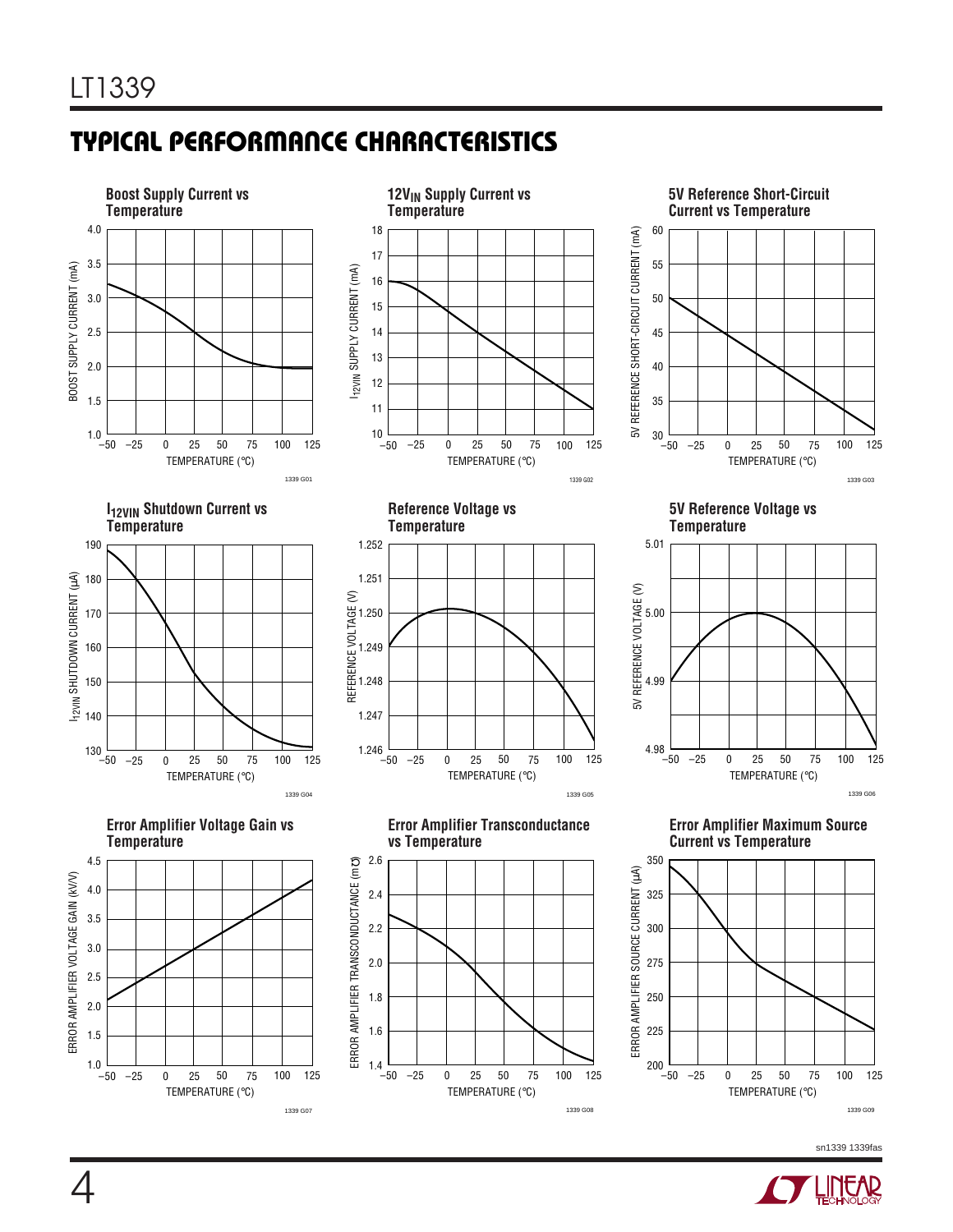## TYPICAL PERFORMANCE CHARACTERISTICS

**Boost Supply Current vs Temperature**

BOOST SUPPLY CURRENT (mA)

TEMPERATURE (°C)

1339 G01

**$12V_{IN}$ Supply Current vs Temperature**

$I_{12VIN}$ SUPPLY CURRENT (mA)

TEMPERATURE (°C)

1339 G02

**5V Reference Short-Circuit Current vs Temperature**

5V REFERENCE SHORT-CIRCUIT CURRENT (mA)

TEMPERATURE (°C)

1339 G03

**$I_{12VIN}$ Shutdown Current vs Temperature**

$I_{12VIN}$ SHUTDOWN CURRENT (µA)

TEMPERATURE (°C)

1339 G04

**Reference Voltage vs Temperature**

REFERENCE VOLTAGE (V)

TEMPERATURE (°C)

1339 G05

**5V Reference Voltage vs Temperature**

5V REFERENCE VOLTAGE (V)

TEMPERATURE (°C)

1339 G06

**Error Amplifier Voltage Gain vs Temperature**

ERROR AMPLIFIER VOLTAGE GAIN (kV/V)

TEMPERATURE (°C)

1339 G07

**Error Amplifier Transconductance vs Temperature**

ERROR AMPLIFIER TRANSCONDUCTANCE (m℧)

TEMPERATURE (°C)

1339 G08

**Error Amplifier Maximum Source Current vs Temperature**

ERROR AMPLIFIER SOURCE CURRENT (µA)

TEMPERATURE (°C)

1339 G09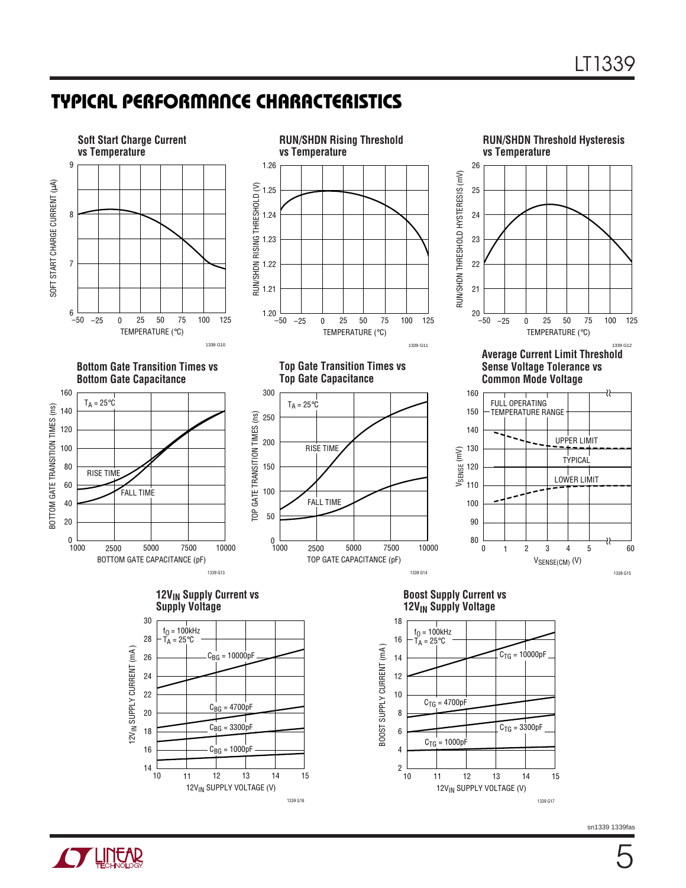## TYPICAL PERFORMANCE CHARACTERISTICS

**Soft Start Charge Current vs Temperature**

SOFT START CHARGE CURRENT (µA)

TEMPERATURE (°C)

1339 G10

**RUN/SHDN Rising Threshold vs Temperature**

RUN/SHDN RISING THRESHOLD (V)

TEMPERATURE (°C)

1339 G11

**RUN/SHDN Threshold Hysteresis vs Temperature**

RUN/SHDN THRESHOLD HYSTERESIS (mV)

TEMPERATURE (°C)

1339 G12

**Bottom Gate Transition Times vs Bottom Gate Capacitance**

$T_A$ = 25°C

RISE TIME

FALL TIME

BOTTOM GATE TRANSITION TIMES (ns)

BOTTOM GATE CAPACITANCE (pF)

1339 G13

**Top Gate Transition Times vs Top Gate Capacitance**

$T_A$ = 25°C

RISE TIME

FALL TIME

TOP GATE TRANSITION TIMES (ns)

TOP GATE CAPACITANCE (pF)

1339 G14

**Average Current Limit Threshold Sense Voltage Tolerance vs Common Mode Voltage**

FULL OPERATING TEMPERATURE RANGE

UPPER LIMIT

TYPICAL

LOWER LIMIT

$V_{SENSE}$ (mV)

$V_{SENSE(CM)}$ (V)

1339 G15

**$12V_{IN}$ Supply Current vs Supply Voltage**

$f_O$ = 100kHz
$T_A$ = 25°C

$C_{BG}$ = 10000pF

$C_{BG}$ = 4700pF

$C_{BG}$ = 3300pF

$C_{BG}$ = 1000pF

$12V_{IN}$ SUPPLY CURRENT (mA)

$12V_{IN}$ SUPPLY VOLTAGE (V)

1339 G16

**Boost Supply Current vs $12V_{IN}$ Supply Voltage**

$f_O$ = 100kHz
$T_A$ = 25°C

$C_{TG}$ = 10000pF

$C_{TG}$ = 4700pF

$C_{TG}$ = 3300pF

$C_{TG}$ = 1000pF

BOOST SUPPLY CURRENT (mA)

$12V_{IN}$ SUPPLY VOLTAGE (V)

1339 G17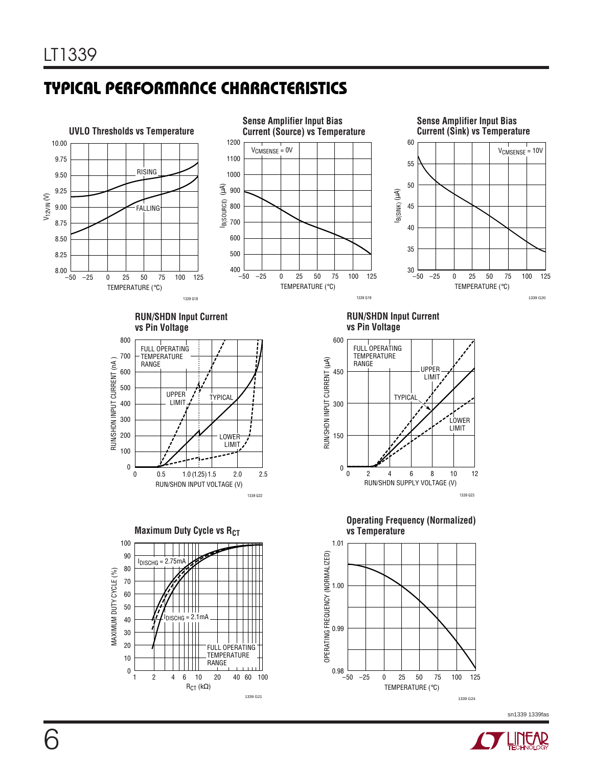## TYPICAL PERFORMANCE CHARACTERISTICS

**UVLO Thresholds vs Temperature**

$V_{12VIN}$ (V): 8.00 to 10.00; TEMPERATURE (°C): –50 to 125; RISING; FALLING

1339 G18

**Sense Amplifier Input Bias Current (Source) vs Temperature**

$V_{CMSENSE}$ = 0V

$I_{B(SOURCE)}$ (µA): 400 to 1200; TEMPERATURE (°C): –50 to 125

1339 G19

**Sense Amplifier Input Bias Current (Sink) vs Temperature**

$V_{CMSENSE}$ = 10V

$I_{B(SINK)}$ (µA): 30 to 60; TEMPERATURE (°C): –50 to 125

1339 G20

**RUN/SHDN Input Current vs Pin Voltage**

FULL OPERATING TEMPERATURE RANGE; UPPER LIMIT; TYPICAL; LOWER LIMIT

RUN/SHDN INPUT CURRENT (nA): 0 to 800; RUN/SHDN INPUT VOLTAGE (V): 0 to 2.5 (1.25)

1339 G22

**RUN/SHDN Input Current vs Pin Voltage**

FULL OPERATING TEMPERATURE RANGE; UPPER LIMIT; TYPICAL; LOWER LIMIT

RUN/SHDN INPUT CURRENT (µA): 0 to 600; RUN/SHDN SUPPLY VOLTAGE (V): 0 to 12

1339 G23

**Maximum Duty Cycle vs $R_{CT}$**

$I_{DISCHG}$ = 2.75mA; $I_{DISCHG}$ = 2.1mA; FULL OPERATING TEMPERATURE RANGE

MAXIMUM DUTY CYCLE (%): 0 to 100; $R_{CT}$ (kΩ): 1 to 100

1339 G21

**Operating Frequency (Normalized) vs Temperature**

OPERATING FREQUENCY (NORMALIZED): 0.98 to 1.01; TEMPERATURE (°C): –50 to 125

1339 G24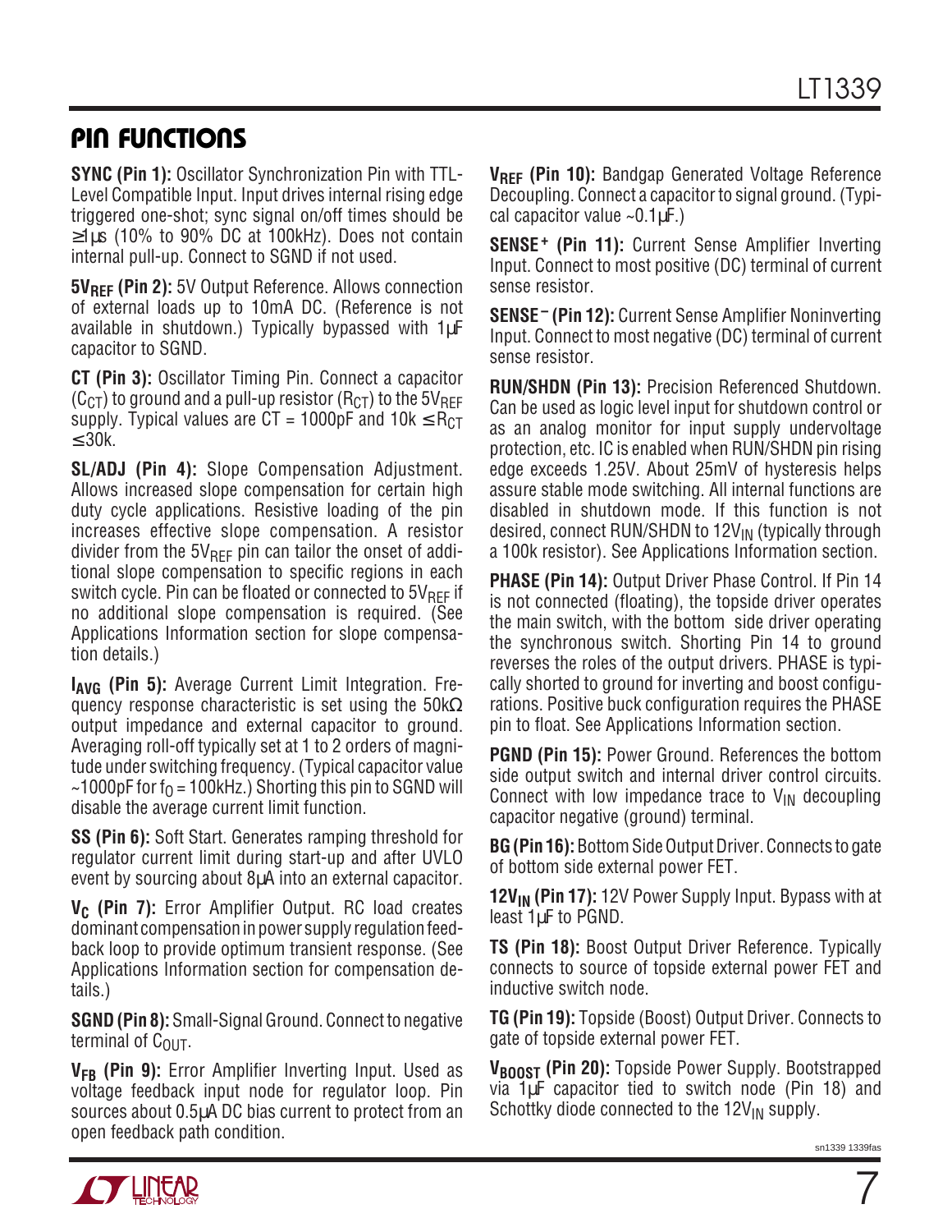## PIN FUNCTIONS

**SYNC (Pin 1):** Oscillator Synchronization Pin with TTL-Level Compatible Input. Input drives internal rising edge triggered one-shot; sync signal on/off times should be ≥1µs (10% to 90% DC at 100kHz). Does not contain internal pull-up. Connect to SGND if not used.

**$5V_{REF}$ (Pin 2):** 5V Output Reference. Allows connection of external loads up to 10mA DC. (Reference is not available in shutdown.) Typically bypassed with 1µF capacitor to SGND.

**CT (Pin 3):** Oscillator Timing Pin. Connect a capacitor ($C_{CT}$) to ground and a pull-up resistor ($R_{CT}$) to the $5V_{REF}$ supply. Typical values are CT = 1000pF and 10k ≤ $R_{CT}$ ≤ 30k.

**SL/ADJ (Pin 4):** Slope Compensation Adjustment. Allows increased slope compensation for certain high duty cycle applications. Resistive loading of the pin increases effective slope compensation. A resistor divider from the $5V_{REF}$ pin can tailor the onset of additional slope compensation to specific regions in each switch cycle. Pin can be floated or connected to $5V_{REF}$ if no additional slope compensation is required. (See Applications Information section for slope compensation details.)

**$I_{AVG}$ (Pin 5):** Average Current Limit Integration. Frequency response characteristic is set using the 50kΩ output impedance and external capacitor to ground. Averaging roll-off typically set at 1 to 2 orders of magnitude under switching frequency. (Typical capacitor value ~1000pF for $f_O$ = 100kHz.) Shorting this pin to SGND will disable the average current limit function.

**SS (Pin 6):** Soft Start. Generates ramping threshold for regulator current limit during start-up and after UVLO event by sourcing about 8µA into an external capacitor.

**$V_C$ (Pin 7):** Error Amplifier Output. RC load creates dominant compensation in power supply regulation feedback loop to provide optimum transient response. (See Applications Information section for compensation details.)

**SGND (Pin 8):** Small-Signal Ground. Connect to negative terminal of $C_{OUT}$.

**$V_{FB}$ (Pin 9):** Error Amplifier Inverting Input. Used as voltage feedback input node for regulator loop. Pin sources about 0.5µA DC bias current to protect from an open feedback path condition.

**$V_{REF}$ (Pin 10):** Bandgap Generated Voltage Reference Decoupling. Connect a capacitor to signal ground. (Typical capacitor value ~0.1µF.)

**$SENSE^+$ (Pin 11):** Current Sense Amplifier Inverting Input. Connect to most positive (DC) terminal of current sense resistor.

**$SENSE^–$ (Pin 12):** Current Sense Amplifier Noninverting Input. Connect to most negative (DC) terminal of current sense resistor.

**RUN/SHDN (Pin 13):** Precision Referenced Shutdown. Can be used as logic level input for shutdown control or as an analog monitor for input supply undervoltage protection, etc. IC is enabled when RUN/SHDN pin rising edge exceeds 1.25V. About 25mV of hysteresis helps assure stable mode switching. All internal functions are disabled in shutdown mode. If this function is not desired, connect RUN/SHDN to $12V_{IN}$ (typically through a 100k resistor). See Applications Information section.

**PHASE (Pin 14):** Output Driver Phase Control. If Pin 14 is not connected (floating), the topside driver operates the main switch, with the bottom side driver operating the synchronous switch. Shorting Pin 14 to ground reverses the roles of the output drivers. PHASE is typically shorted to ground for inverting and boost configurations. Positive buck configuration requires the PHASE pin to float. See Applications Information section.

**PGND (Pin 15):** Power Ground. References the bottom side output switch and internal driver control circuits. Connect with low impedance trace to $V_{IN}$ decoupling capacitor negative (ground) terminal.

**BG (Pin 16):** Bottom Side Output Driver. Connects to gate of bottom side external power FET.

**$12V_{IN}$ (Pin 17):** 12V Power Supply Input. Bypass with at least 1µF to PGND.

**TS (Pin 18):** Boost Output Driver Reference. Typically connects to source of topside external power FET and inductive switch node.

**TG (Pin 19):** Topside (Boost) Output Driver. Connects to gate of topside external power FET.

**$V_{BOOST}$ (Pin 20):** Topside Power Supply. Bootstrapped via 1µF capacitor tied to switch node (Pin 18) and Schottky diode connected to the $12V_{IN}$ supply.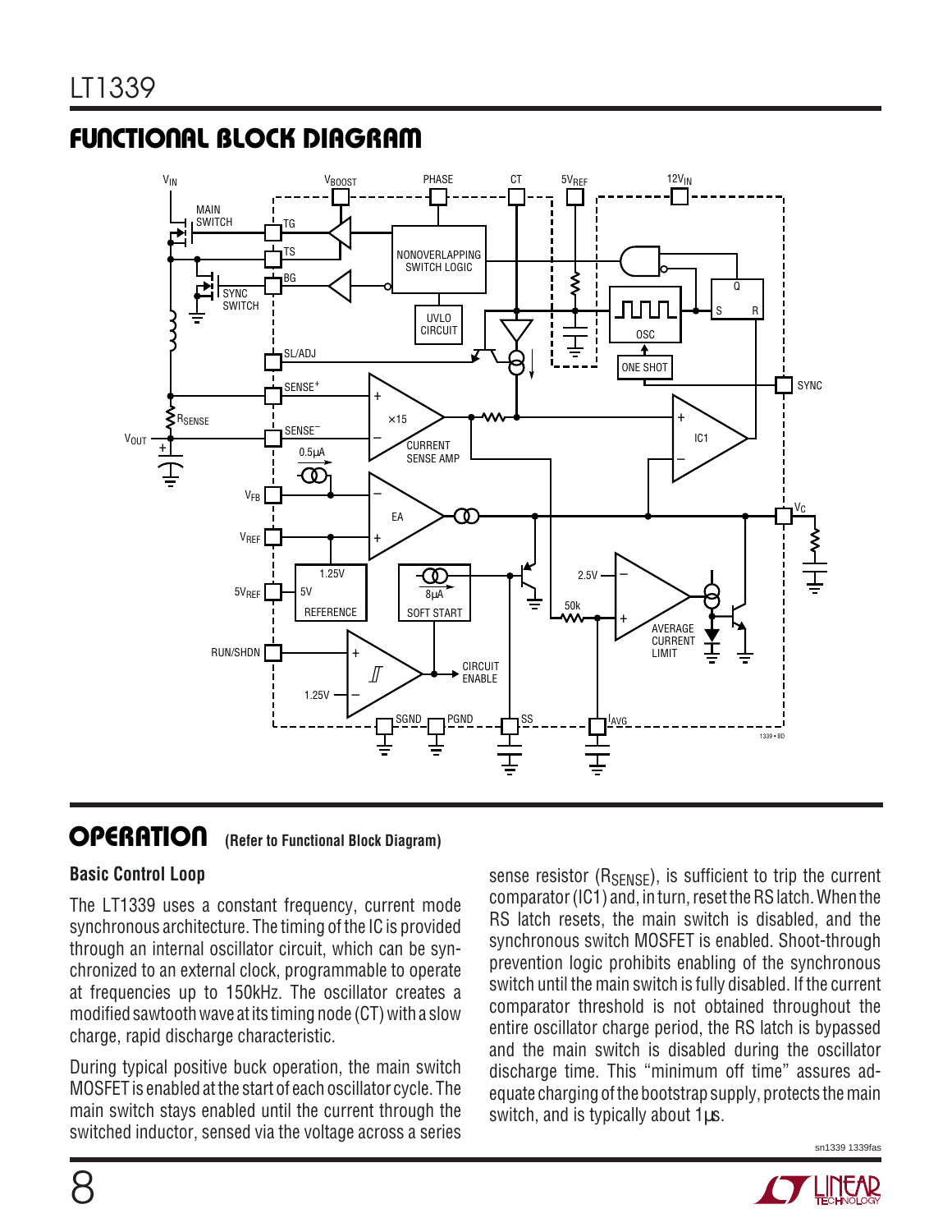## FUNCTIONAL BLOCK DIAGRAM

## OPERATION (Refer to Functional Block Diagram)

### Basic Control Loop

The LT1339 uses a constant frequency, current mode synchronous architecture. The timing of the IC is provided through an internal oscillator circuit, which can be synchronized to an external clock, programmable to operate at frequencies up to 150kHz. The oscillator creates a modified sawtooth wave at its timing node (CT) with a slow charge, rapid discharge characteristic.

During typical positive buck operation, the main switch MOSFET is enabled at the start of each oscillator cycle. The main switch stays enabled until the current through the switched inductor, sensed via the voltage across a series sense resistor ($R_{SENSE}$), is sufficient to trip the current comparator (IC1) and, in turn, reset the RS latch. When the RS latch resets, the main switch is disabled, and the synchronous switch MOSFET is enabled. Shoot-through prevention logic prohibits enabling of the synchronous switch until the main switch is fully disabled. If the current comparator threshold is not obtained throughout the entire oscillator charge period, the RS latch is bypassed and the main switch is disabled during the oscillator discharge time. This "minimum off time" assures adequate charging of the bootstrap supply, protects the main switch, and is typically about 1µs.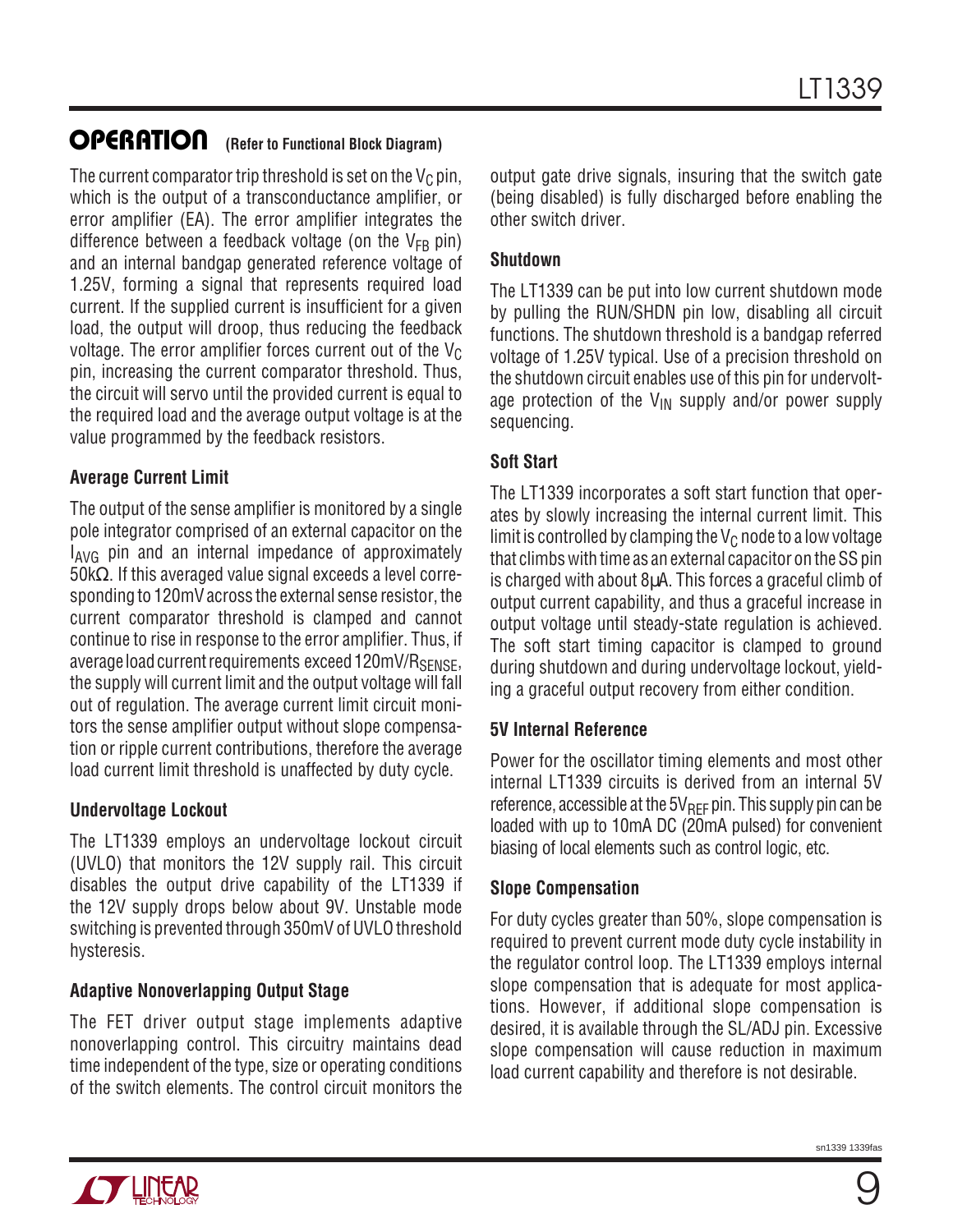## OPERATION (Refer to Functional Block Diagram)

The current comparator trip threshold is set on the $V_C$ pin, which is the output of a transconductance amplifier, or error amplifier (EA). The error amplifier integrates the difference between a feedback voltage (on the $V_{FB}$ pin) and an internal bandgap generated reference voltage of 1.25V, forming a signal that represents required load current. If the supplied current is insufficient for a given load, the output will droop, thus reducing the feedback voltage. The error amplifier forces current out of the $V_C$ pin, increasing the current comparator threshold. Thus, the circuit will servo until the provided current is equal to the required load and the average output voltage is at the value programmed by the feedback resistors.

### Average Current Limit

The output of the sense amplifier is monitored by a single pole integrator comprised of an external capacitor on the $I_{AVG}$ pin and an internal impedance of approximately 50kΩ. If this averaged value signal exceeds a level corresponding to 120mV across the external sense resistor, the current comparator threshold is clamped and cannot continue to rise in response to the error amplifier. Thus, if average load current requirements exceed $120mV/R_{SENSE}$, the supply will current limit and the output voltage will fall out of regulation. The average current limit circuit monitors the sense amplifier output without slope compensation or ripple current contributions, therefore the average load current limit threshold is unaffected by duty cycle.

### Undervoltage Lockout

The LT1339 employs an undervoltage lockout circuit (UVLO) that monitors the 12V supply rail. This circuit disables the output drive capability of the LT1339 if the 12V supply drops below about 9V. Unstable mode switching is prevented through 350mV of UVLO threshold hysteresis.

### Adaptive Nonoverlapping Output Stage

The FET driver output stage implements adaptive nonoverlapping control. This circuitry maintains dead time independent of the type, size or operating conditions of the switch elements. The control circuit monitors the output gate drive signals, insuring that the switch gate (being disabled) is fully discharged before enabling the other switch driver.

### Shutdown

The LT1339 can be put into low current shutdown mode by pulling the RUN/SHDN pin low, disabling all circuit functions. The shutdown threshold is a bandgap referred voltage of 1.25V typical. Use of a precision threshold on the shutdown circuit enables use of this pin for undervoltage protection of the $V_{IN}$ supply and/or power supply sequencing.

### Soft Start

The LT1339 incorporates a soft start function that operates by slowly increasing the internal current limit. This limit is controlled by clamping the $V_C$ node to a low voltage that climbs with time as an external capacitor on the SS pin is charged with about 8μA. This forces a graceful climb of output current capability, and thus a graceful increase in output voltage until steady-state regulation is achieved. The soft start timing capacitor is clamped to ground during shutdown and during undervoltage lockout, yielding a graceful output recovery from either condition.

### 5V Internal Reference

Power for the oscillator timing elements and most other internal LT1339 circuits is derived from an internal 5V reference, accessible at the $5V_{REF}$ pin. This supply pin can be loaded with up to 10mA DC (20mA pulsed) for convenient biasing of local elements such as control logic, etc.

### Slope Compensation

For duty cycles greater than 50%, slope compensation is required to prevent current mode duty cycle instability in the regulator control loop. The LT1339 employs internal slope compensation that is adequate for most applications. However, if additional slope compensation is desired, it is available through the SL/ADJ pin. Excessive slope compensation will cause reduction in maximum load current capability and therefore is not desirable.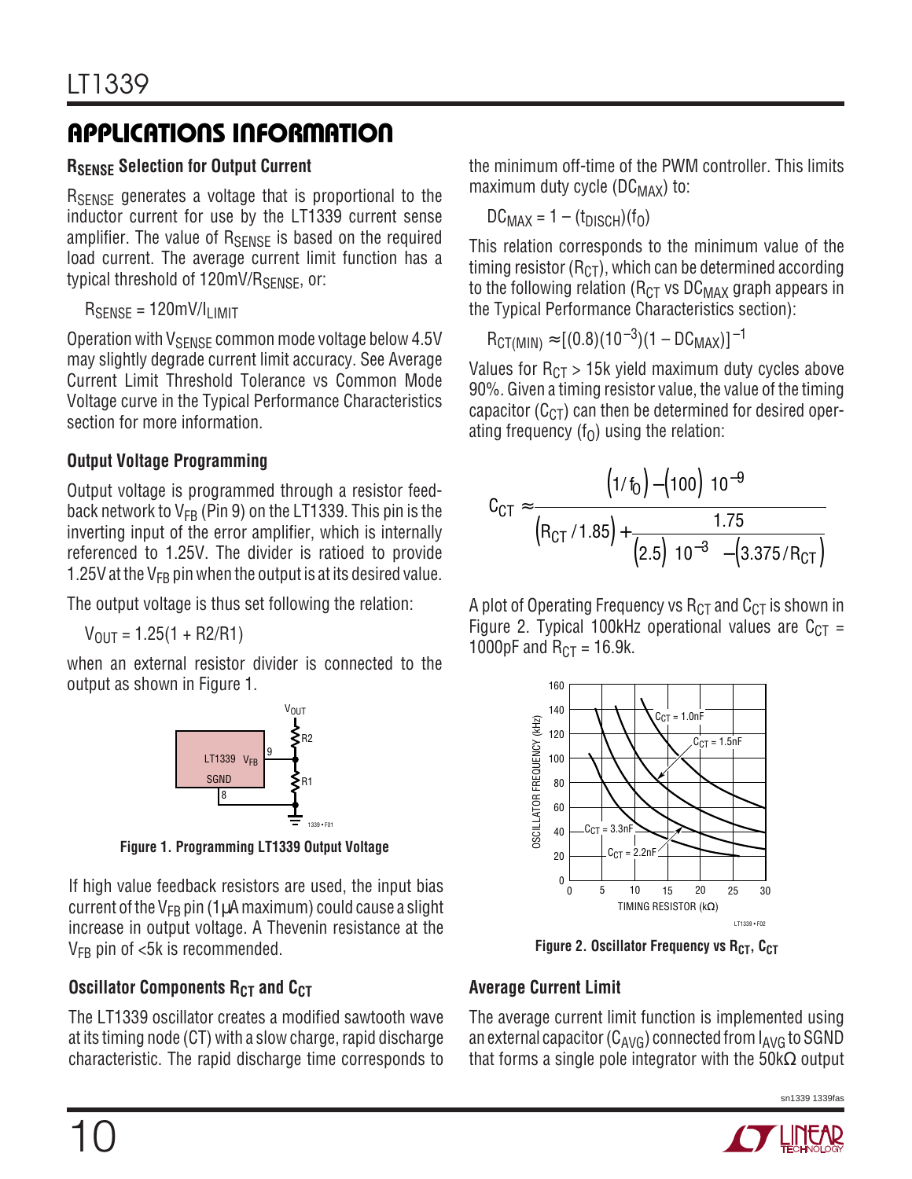## APPLICATIONS INFORMATION

### $R_{SENSE}$ Selection for Output Current

$R_{SENSE}$ generates a voltage that is proportional to the inductor current for use by the LT1339 current sense amplifier. The value of $R_{SENSE}$ is based on the required load current. The average current limit function has a typical threshold of $120mV/R_{SENSE}$, or:

$$R_{SENSE} = 120mV/I_{LIMIT}$$

Operation with $V_{SENSE}$ common mode voltage below 4.5V may slightly degrade current limit accuracy. See Average Current Limit Threshold Tolerance vs Common Mode Voltage curve in the Typical Performance Characteristics section for more information.

### Output Voltage Programming

Output voltage is programmed through a resistor feedback network to $V_{FB}$ (Pin 9) on the LT1339. This pin is the inverting input of the error amplifier, which is internally referenced to 1.25V. The divider is ratioed to provide 1.25V at the $V_{FB}$ pin when the output is at its desired value.

The output voltage is thus set following the relation:

$$V_{OUT} = 1.25(1 + R2/R1)$$

when an external resistor divider is connected to the output as shown in Figure 1.

**Figure 1. Programming LT1339 Output Voltage**

If high value feedback resistors are used, the input bias current of the $V_{FB}$ pin (1µA maximum) could cause a slight increase in output voltage. A Thevenin resistance at the $V_{FB}$ pin of <5k is recommended.

### Oscillator Components $R_{CT}$ and $C_{CT}$

The LT1339 oscillator creates a modified sawtooth wave at its timing node (CT) with a slow charge, rapid discharge characteristic. The rapid discharge time corresponds to the minimum off-time of the PWM controller. This limits maximum duty cycle ($DC_{MAX}$) to:

$$DC_{MAX} = 1 - (t_{DISCH})(f_O)$$

This relation corresponds to the minimum value of the timing resistor ($R_{CT}$), which can be determined according to the following relation ($R_{CT}$ vs $DC_{MAX}$ graph appears in the Typical Performance Characteristics section):

$$R_{CT(MIN)} \approx [(0.8)(10^{-3})(1 - DC_{MAX})]^{-1}$$

Values for $R_{CT}$ > 15k yield maximum duty cycles above 90%. Given a timing resistor value, the value of the timing capacitor ($C_{CT}$) can then be determined for desired operating frequency ($f_O$) using the relation:

$$C_{CT} \approx \frac{(1/f_O) - (100)\,10^{-9}}{(R_{CT}/1.85) + \dfrac{1.75}{(2.5)\,10^{-3} - (3.375/R_{CT})}}$$

A plot of Operating Frequency vs $R_{CT}$ and $C_{CT}$ is shown in Figure 2. Typical 100kHz operational values are $C_{CT}$ = 1000pF and $R_{CT}$ = 16.9k.

**Figure 2. Oscillator Frequency vs $R_{CT}$, $C_{CT}$**

### Average Current Limit

The average current limit function is implemented using an external capacitor ($C_{AVG}$) connected from $I_{AVG}$ to SGND that forms a single pole integrator with the 50kΩ output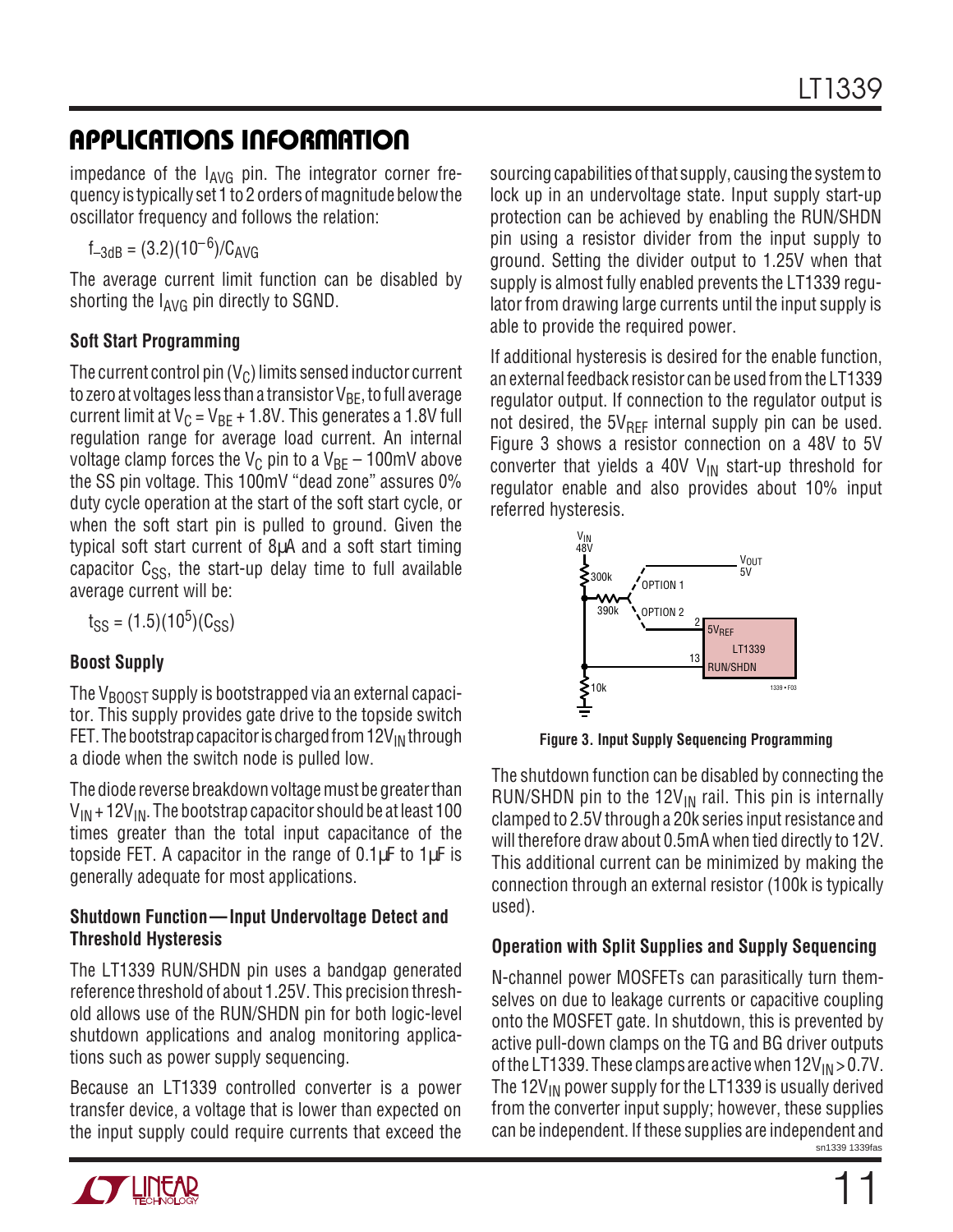## APPLICATIONS INFORMATION

impedance of the $I_{AVG}$ pin. The integrator corner frequency is typically set 1 to 2 orders of magnitude below the oscillator frequency and follows the relation:

$$f_{-3dB} = (3.2)(10^{-6})/C_{AVG}$$

The average current limit function can be disabled by shorting the $I_{AVG}$ pin directly to SGND.

### Soft Start Programming

The current control pin ($V_C$) limits sensed inductor current to zero at voltages less than a transistor $V_{BE}$, to full average current limit at $V_C = V_{BE} + 1.8V$. This generates a 1.8V full regulation range for average load current. An internal voltage clamp forces the $V_C$ pin to a $V_{BE} – 100mV$ above the SS pin voltage. This 100mV "dead zone" assures 0% duty cycle operation at the start of the soft start cycle, or when the soft start pin is pulled to ground. Given the typical soft start current of 8µA and a soft start timing capacitor $C_{SS}$, the start-up delay time to full available average current will be:

$$t_{SS} = (1.5)(10^5)(C_{SS})$$

### Boost Supply

The $V_{BOOST}$ supply is bootstrapped via an external capacitor. This supply provides gate drive to the topside switch FET. The bootstrap capacitor is charged from $12V_{IN}$ through a diode when the switch node is pulled low.

The diode reverse breakdown voltage must be greater than $V_{IN} + 12V_{IN}$. The bootstrap capacitor should be at least 100 times greater than the total input capacitance of the topside FET. A capacitor in the range of 0.1µF to 1µF is generally adequate for most applications.

### Shutdown Function—Input Undervoltage Detect and Threshold Hysteresis

The LT1339 RUN/SHDN pin uses a bandgap generated reference threshold of about 1.25V. This precision threshold allows use of the RUN/SHDN pin for both logic-level shutdown applications and analog monitoring applications such as power supply sequencing.

Because an LT1339 controlled converter is a power transfer device, a voltage that is lower than expected on the input supply could require currents that exceed the sourcing capabilities of that supply, causing the system to lock up in an undervoltage state. Input supply start-up protection can be achieved by enabling the RUN/SHDN pin using a resistor divider from the input supply to ground. Setting the divider output to 1.25V when that supply is almost fully enabled prevents the LT1339 regulator from drawing large currents until the input supply is able to provide the required power.

If additional hysteresis is desired for the enable function, an external feedback resistor can be used from the LT1339 regulator output. If connection to the regulator output is not desired, the $5V_{REF}$ internal supply pin can be used. Figure 3 shows a resistor connection on a 48V to 5V converter that yields a 40V $V_{IN}$ start-up threshold for regulator enable and also provides about 10% input referred hysteresis.

**Figure 3. Input Supply Sequencing Programming**

The shutdown function can be disabled by connecting the RUN/SHDN pin to the $12V_{IN}$ rail. This pin is internally clamped to 2.5V through a 20k series input resistance and will therefore draw about 0.5mA when tied directly to 12V. This additional current can be minimized by making the connection through an external resistor (100k is typically used).

### Operation with Split Supplies and Supply Sequencing

N-channel power MOSFETs can parasitically turn themselves on due to leakage currents or capacitive coupling onto the MOSFET gate. In shutdown, this is prevented by active pull-down clamps on the TG and BG driver outputs of the LT1339. These clamps are active when $12V_{IN} > 0.7V$. The $12V_{IN}$ power supply for the LT1339 is usually derived from the converter input supply; however, these supplies can be independent. If these supplies are independent and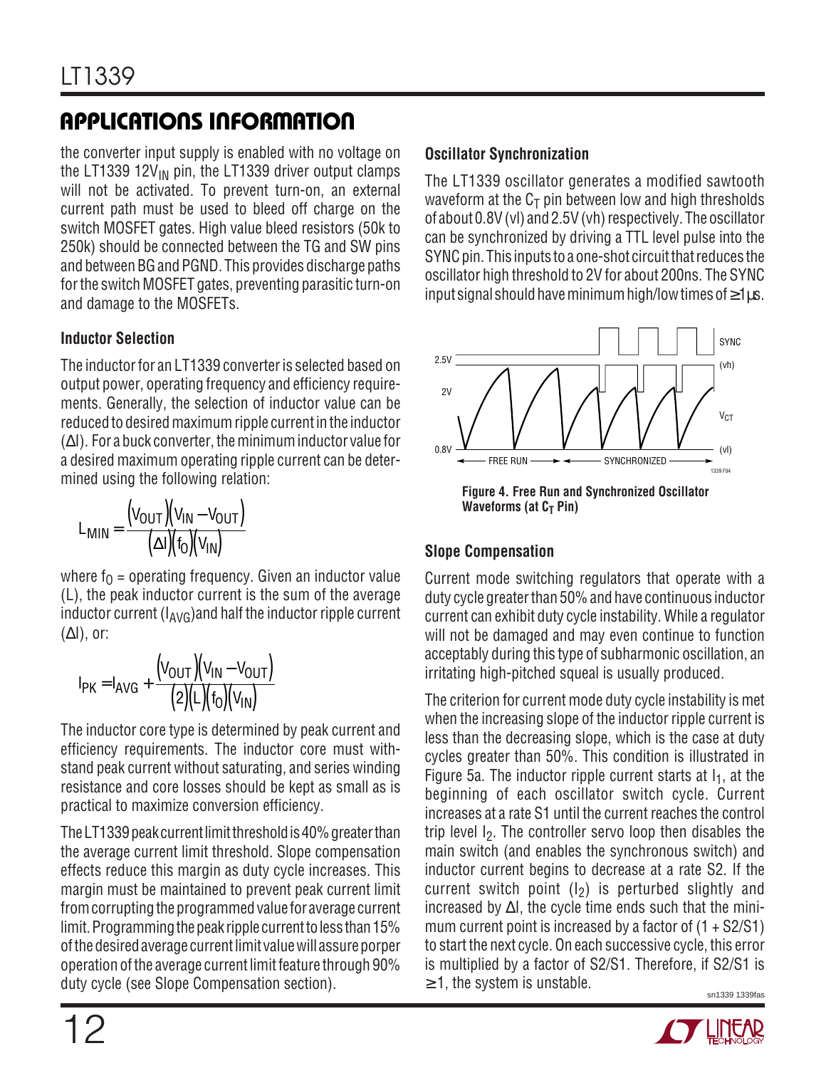## APPLICATIONS INFORMATION

the converter input supply is enabled with no voltage on the LT1339 $12V_{IN}$ pin, the LT1339 driver output clamps will not be activated. To prevent turn-on, an external current path must be used to bleed off charge on the switch MOSFET gates. High value bleed resistors (50k to 250k) should be connected between the TG and SW pins and between BG and PGND. This provides discharge paths for the switch MOSFET gates, preventing parasitic turn-on and damage to the MOSFETs.

### Inductor Selection

The inductor for an LT1339 converter is selected based on output power, operating frequency and efficiency requirements. Generally, the selection of inductor value can be reduced to desired maximum ripple current in the inductor ($\Delta I$). For a buck converter, the minimum inductor value for a desired maximum operating ripple current can be determined using the following relation:

$$L_{MIN} = \frac{(V_{OUT})(V_{IN} - V_{OUT})}{(\Delta I)(f_O)(V_{IN})}$$

where $f_O$ = operating frequency. Given an inductor value (L), the peak inductor current is the sum of the average inductor current ($I_{AVG}$) and half the inductor ripple current ($\Delta I$), or:

$$I_{PK} = I_{AVG} + \frac{(V_{OUT})(V_{IN} - V_{OUT})}{(2)(L)(f_O)(V_{IN})}$$

The inductor core type is determined by peak current and efficiency requirements. The inductor core must withstand peak current without saturating, and series winding resistance and core losses should be kept as small as is practical to maximize conversion efficiency.

The LT1339 peak current limit threshold is 40% greater than the average current limit threshold. Slope compensation effects reduce this margin as duty cycle increases. This margin must be maintained to prevent peak current limit from corrupting the programmed value for average current limit. Programming the peak ripple current to less than 15% of the desired average current limit value will assure porper operation of the average current limit feature through 90% duty cycle (see Slope Compensation section).

### Oscillator Synchronization

The LT1339 oscillator generates a modified sawtooth waveform at the $C_T$ pin between low and high thresholds of about 0.8V (vl) and 2.5V (vh) respectively. The oscillator can be synchronized by driving a TTL level pulse into the SYNC pin. This inputs to a one-shot circuit that reduces the oscillator high threshold to 2V for about 200ns. The SYNC input signal should have minimum high/low times of ≥1µs.

**Figure 4. Free Run and Synchronized Oscillator Waveforms (at $C_T$ Pin)**

### Slope Compensation

Current mode switching regulators that operate with a duty cycle greater than 50% and have continuous inductor current can exhibit duty cycle instability. While a regulator will not be damaged and may even continue to function acceptably during this type of subharmonic oscillation, an irritating high-pitched squeal is usually produced.

The criterion for current mode duty cycle instability is met when the increasing slope of the inductor ripple current is less than the decreasing slope, which is the case at duty cycles greater than 50%. This condition is illustrated in Figure 5a. The inductor ripple current starts at $I_1$, at the beginning of each oscillator switch cycle. Current increases at a rate S1 until the current reaches the control trip level $I_2$. The controller servo loop then disables the main switch (and enables the synchronous switch) and inductor current begins to decrease at a rate S2. If the current switch point ($I_2$) is perturbed slightly and increased by $\Delta I$, the cycle time ends such that the minimum current point is increased by a factor of $(1 + S2/S1)$ to start the next cycle. On each successive cycle, this error is multiplied by a factor of S2/S1. Therefore, if S2/S1 is ≥1, the system is unstable.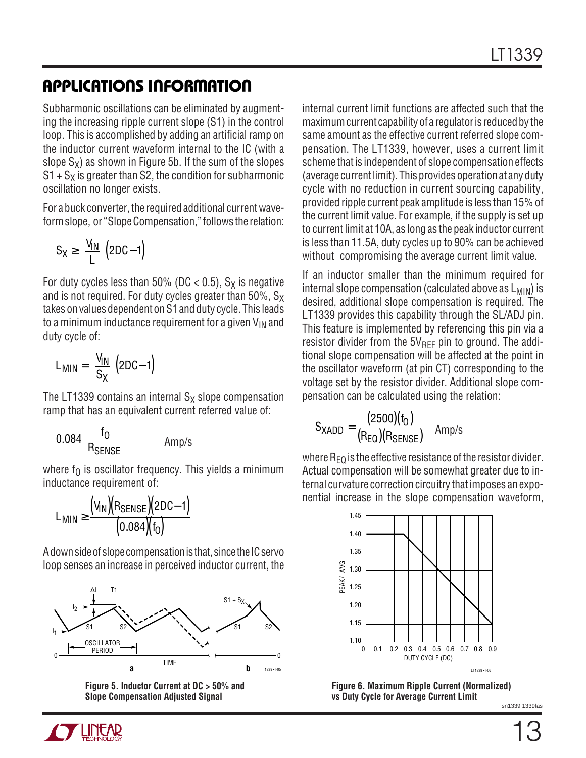## APPLICATIONS INFORMATION

Subharmonic oscillations can be eliminated by augmenting the increasing ripple current slope (S1) in the control loop. This is accomplished by adding an artificial ramp on the inductor current waveform internal to the IC (with a slope $S_X$) as shown in Figure 5b. If the sum of the slopes $S1 + S_X$ is greater than S2, the condition for subharmonic oscillation no longer exists.

For a buck converter, the required additional current waveform slope, or "Slope Compensation," follows the relation:

$$S_X \geq \frac{V_{IN}}{L}\left(2DC - 1\right)$$

For duty cycles less than 50% (DC < 0.5), $S_X$ is negative and is not required. For duty cycles greater than 50%, $S_X$ takes on values dependent on S1 and duty cycle. This leads to a minimum inductance requirement for a given $V_{IN}$ and duty cycle of:

$$L_{MIN} = \frac{V_{IN}}{S_X}\left(2DC - 1\right)$$

The LT1339 contains an internal $S_X$ slope compensation ramp that has an equivalent current referred value of:

$$0.084 \; \frac{f_O}{R_{SENSE}} \qquad \text{Amp/s}$$

where $f_O$ is oscillator frequency. This yields a minimum inductance requirement of:

$$L_{MIN} \geq \frac{\left(V_{IN}\right)\left(R_{SENSE}\right)\left(2DC - 1\right)}{\left(0.084\right)\left(f_O\right)}$$

A down side of slope compensation is that, since the IC servo loop senses an increase in perceived inductor current, the internal current limit functions are affected such that the maximum current capability of a regulator is reduced by the same amount as the effective current referred slope compensation. The LT1339, however, uses a current limit scheme that is independent of slope compensation effects (average current limit). This provides operation at any duty cycle with no reduction in current sourcing capability, provided ripple current peak amplitude is less than 15% of the current limit value. For example, if the supply is set up to current limit at 10A, as long as the peak inductor current is less than 11.5A, duty cycles up to 90% can be achieved without compromising the average current limit value.

If an inductor smaller than the minimum required for internal slope compensation (calculated above as $L_{MIN}$) is desired, additional slope compensation is required. The LT1339 provides this capability through the SL/ADJ pin. This feature is implemented by referencing this pin via a resistor divider from the $5V_{REF}$ pin to ground. The additional slope compensation will be affected at the point in the oscillator waveform (at pin CT) corresponding to the voltage set by the resistor divider. Additional slope compensation can be calculated using the relation:

$$S_{XADD} = \frac{\left(2500\right)\left(f_O\right)}{\left(R_{EQ}\right)\left(R_{SENSE}\right)} \quad \text{Amp/s}$$

where $R_{EQ}$ is the effective resistance of the resistor divider. Actual compensation will be somewhat greater due to internal curvature correction circuitry that imposes an exponential increase in the slope compensation waveform,

**Figure 5. Inductor Current at DC > 50% and Slope Compensation Adjusted Signal**

**Figure 6. Maximum Ripple Current (Normalized) vs Duty Cycle for Average Current Limit**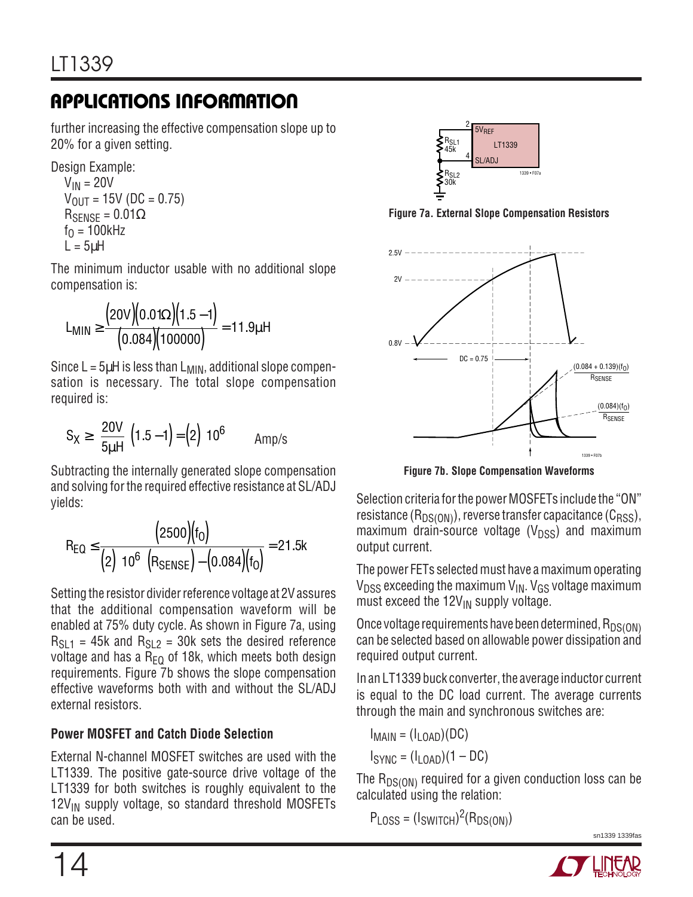## APPLICATIONS INFORMATION

further increasing the effective compensation slope up to 20% for a given setting.

Design Example:

$V_{IN} = 20V$
$V_{OUT} = 15V$ (DC = 0.75)
$R_{SENSE} = 0.01\Omega$
$f_O = 100kHz$
$L = 5\mu H$

The minimum inductor usable with no additional slope compensation is:

$$L_{MIN} \geq \frac{(20V)(0.01\Omega)(1.5-1)}{(0.084)(100000)} = 11.9\mu H$$

Since $L = 5\mu H$ is less than $L_{MIN}$, additional slope compensation is necessary. The total slope compensation required is:

$$S_X \geq \frac{20V}{5\mu H}(1.5-1) = (2)\ 10^6 \qquad \text{Amp/s}$$

Subtracting the internally generated slope compensation and solving for the required effective resistance at SL/ADJ yields:

$$R_{EQ} \leq \frac{(2500)(f_O)}{(2)\ 10^6\ (R_{SENSE}) - (0.084)(f_O)} = 21.5k$$

Setting the resistor divider reference voltage at 2V assures that the additional compensation waveform will be enabled at 75% duty cycle. As shown in Figure 7a, using $R_{SL1}$ = 45k and $R_{SL2}$ = 30k sets the desired reference voltage and has a $R_{EQ}$ of 18k, which meets both design requirements. Figure 7b shows the slope compensation effective waveforms both with and without the SL/ADJ external resistors.

**Figure 7a. External Slope Compensation Resistors**

**Figure 7b. Slope Compensation Waveforms**

### Power MOSFET and Catch Diode Selection

External N-channel MOSFET switches are used with the LT1339. The positive gate-source drive voltage of the LT1339 for both switches is roughly equivalent to the $12V_{IN}$ supply voltage, so standard threshold MOSFETs can be used.

Selection criteria for the power MOSFETs include the "ON" resistance ($R_{DS(ON)}$), reverse transfer capacitance ($C_{RSS}$), maximum drain-source voltage ($V_{DSS}$) and maximum output current.

The power FETs selected must have a maximum operating $V_{DSS}$ exceeding the maximum $V_{IN}$. $V_{GS}$ voltage maximum must exceed the $12V_{IN}$ supply voltage.

Once voltage requirements have been determined, $R_{DS(ON)}$ can be selected based on allowable power dissipation and required output current.

In an LT1339 buck converter, the average inductor current is equal to the DC load current. The average currents through the main and synchronous switches are:

$$I_{MAIN} = (I_{LOAD})(DC)$$

$$I_{SYNC} = (I_{LOAD})(1 - DC)$$

The $R_{DS(ON)}$ required for a given conduction loss can be calculated using the relation:

$$P_{LOSS} = (I_{SWITCH})^2(R_{DS(ON)})$$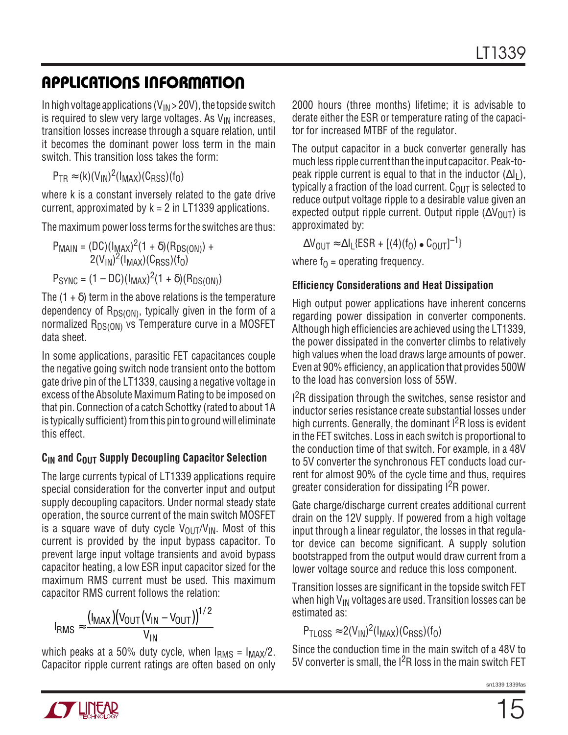## APPLICATIONS INFORMATION

In high voltage applications ($V_{IN} > 20V$), the topside switch is required to slew very large voltages. As $V_{IN}$ increases, transition losses increase through a square relation, until it becomes the dominant power loss term in the main switch. This transition loss takes the form:

$$P_{TR} \approx (k)(V_{IN})^2(I_{MAX})(C_{RSS})(f_O)$$

where k is a constant inversely related to the gate drive current, approximated by k = 2 in LT1339 applications.

The maximum power loss terms for the switches are thus:

$$P_{MAIN} = (DC)(I_{MAX})^2(1 + \delta)(R_{DS(ON)}) + 2(V_{IN})^2(I_{MAX})(C_{RSS})(f_O)$$

$$P_{SYNC} = (1 - DC)(I_{MAX})^2(1 + \delta)(R_{DS(ON)})$$

The $(1 + \delta)$ term in the above relations is the temperature dependency of $R_{DS(ON)}$, typically given in the form of a normalized $R_{DS(ON)}$ vs Temperature curve in a MOSFET data sheet.

In some applications, parasitic FET capacitances couple the negative going switch node transient onto the bottom gate drive pin of the LT1339, causing a negative voltage in excess of the Absolute Maximum Rating to be imposed on that pin. Connection of a catch Schottky (rated to about 1A is typically sufficient) from this pin to ground will eliminate this effect.

### $C_{IN}$ and $C_{OUT}$ Supply Decoupling Capacitor Selection

The large currents typical of LT1339 applications require special consideration for the converter input and output supply decoupling capacitors. Under normal steady state operation, the source current of the main switch MOSFET is a square wave of duty cycle $V_{OUT}/V_{IN}$. Most of this current is provided by the input bypass capacitor. To prevent large input voltage transients and avoid bypass capacitor heating, a low ESR input capacitor sized for the maximum RMS current must be used. This maximum capacitor RMS current follows the relation:

$$I_{RMS} \approx \frac{(I_{MAX})\left(V_{OUT}(V_{IN} - V_{OUT})\right)^{1/2}}{V_{IN}}$$

which peaks at a 50% duty cycle, when $I_{RMS} = I_{MAX}/2$. Capacitor ripple current ratings are often based on only 2000 hours (three months) lifetime; it is advisable to derate either the ESR or temperature rating of the capacitor for increased MTBF of the regulator.

The output capacitor in a buck converter generally has much less ripple current than the input capacitor. Peak-to-peak ripple current is equal to that in the inductor ($\Delta I_L$), typically a fraction of the load current. $C_{OUT}$ is selected to reduce output voltage ripple to a desirable value given an expected output ripple current. Output ripple ($\Delta V_{OUT}$) is approximated by:

$$\Delta V_{OUT} \approx \Delta I_L\{ESR + [(4)(f_O) \bullet C_{OUT}]^{-1}\}$$

where $f_O$ = operating frequency.

### Efficiency Considerations and Heat Dissipation

High output power applications have inherent concerns regarding power dissipation in converter components. Although high efficiencies are achieved using the LT1339, the power dissipated in the converter climbs to relatively high values when the load draws large amounts of power. Even at 90% efficiency, an application that provides 500W to the load has conversion loss of 55W.

$I^2R$ dissipation through the switches, sense resistor and inductor series resistance create substantial losses under high currents. Generally, the dominant $I^2R$ loss is evident in the FET switches. Loss in each switch is proportional to the conduction time of that switch. For example, in a 48V to 5V converter the synchronous FET conducts load current for almost 90% of the cycle time and thus, requires greater consideration for dissipating $I^2R$ power.

Gate charge/discharge current creates additional current drain on the 12V supply. If powered from a high voltage input through a linear regulator, the losses in that regulator device can become significant. A supply solution bootstrapped from the output would draw current from a lower voltage source and reduce this loss component.

Transition losses are significant in the topside switch FET when high $V_{IN}$ voltages are used. Transition losses can be estimated as:

$$P_{TLOSS} \approx 2(V_{IN})^2(I_{MAX})(C_{RSS})(f_O)$$

Since the conduction time in the main switch of a 48V to 5V converter is small, the $I^2R$ loss in the main switch FET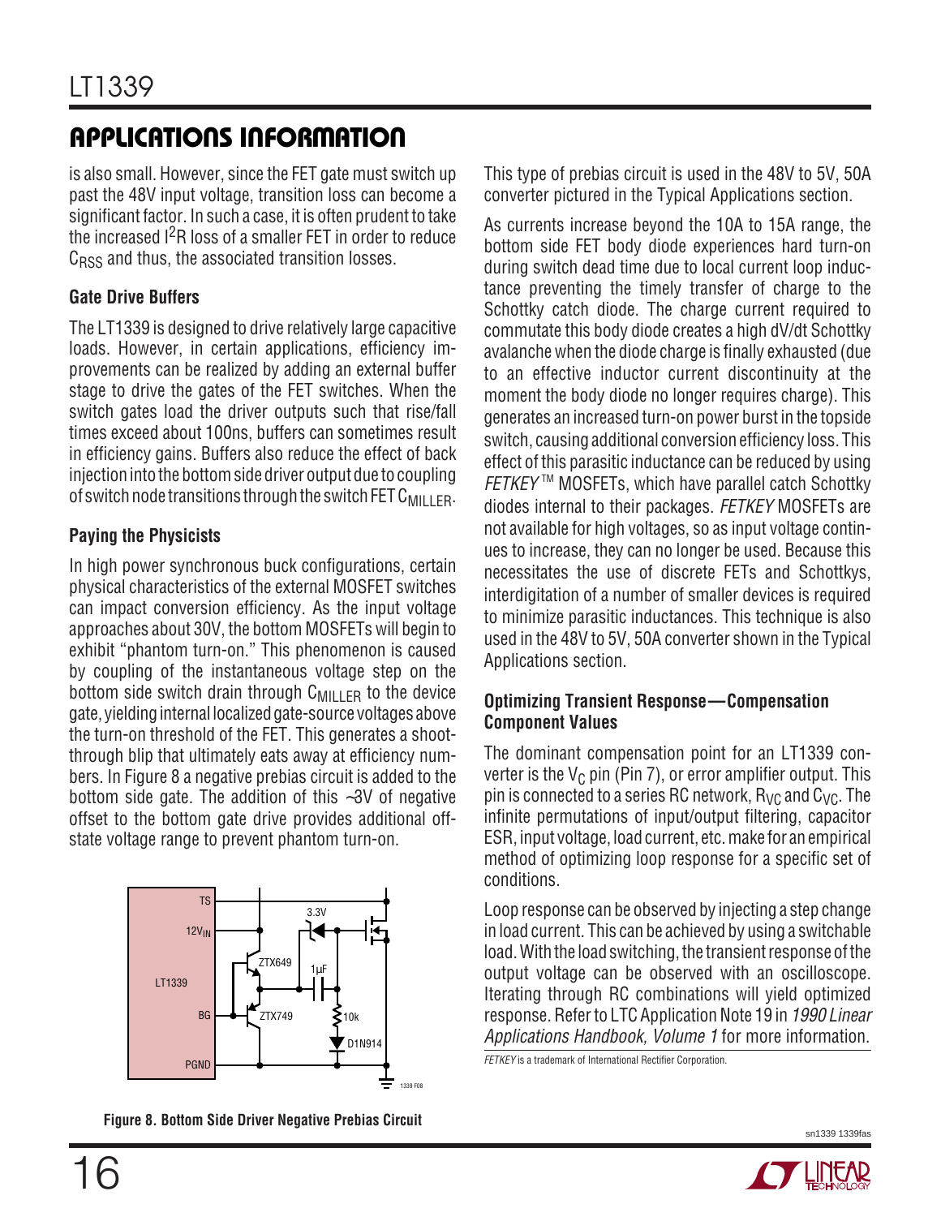## APPLICATIONS INFORMATION

is also small. However, since the FET gate must switch up past the 48V input voltage, transition loss can become a significant factor. In such a case, it is often prudent to take the increased $I^2R$ loss of a smaller FET in order to reduce $C_{RSS}$ and thus, the associated transition losses.

### Gate Drive Buffers

The LT1339 is designed to drive relatively large capacitive loads. However, in certain applications, efficiency improvements can be realized by adding an external buffer stage to drive the gates of the FET switches. When the switch gates load the driver outputs such that rise/fall times exceed about 100ns, buffers can sometimes result in efficiency gains. Buffers also reduce the effect of back injection into the bottom side driver output due to coupling of switch node transitions through the switch FET $C_{MILLER}$.

### Paying the Physicists

In high power synchronous buck configurations, certain physical characteristics of the external MOSFET switches can impact conversion efficiency. As the input voltage approaches about 30V, the bottom MOSFETs will begin to exhibit "phantom turn-on." This phenomenon is caused by coupling of the instantaneous voltage step on the bottom side switch drain through $C_{MILLER}$ to the device gate, yielding internal localized gate-source voltages above the turn-on threshold of the FET. This generates a shoot-through blip that ultimately eats away at efficiency numbers. In Figure 8 a negative prebias circuit is added to the bottom side gate. The addition of this ~3V of negative offset to the bottom gate drive provides additional off-state voltage range to prevent phantom turn-on.

**Figure 8. Bottom Side Driver Negative Prebias Circuit**

This type of prebias circuit is used in the 48V to 5V, 50A converter pictured in the Typical Applications section.

As currents increase beyond the 10A to 15A range, the bottom side FET body diode experiences hard turn-on during switch dead time due to local current loop inductance preventing the timely transfer of charge to the Schottky catch diode. The charge current required to commutate this body diode creates a high dV/dt Schottky avalanche when the diode charge is finally exhausted (due to an effective inductor current discontinuity at the moment the body diode no longer requires charge). This generates an increased turn-on power burst in the topside switch, causing additional conversion efficiency loss. This effect of this parasitic inductance can be reduced by using *FETKEY*™ MOSFETs, which have parallel catch Schottky diodes internal to their packages. *FETKEY* MOSFETs are not available for high voltages, so as input voltage continues to increase, they can no longer be used. Because this necessitates the use of discrete FETs and Schottkys, interdigitation of a number of smaller devices is required to minimize parasitic inductances. This technique is also used in the 48V to 5V, 50A converter shown in the Typical Applications section.

### Optimizing Transient Response—Compensation Component Values

The dominant compensation point for an LT1339 converter is the $V_C$ pin (Pin 7), or error amplifier output. This pin is connected to a series RC network, $R_{VC}$ and $C_{VC}$. The infinite permutations of input/output filtering, capacitor ESR, input voltage, load current, etc. make for an empirical method of optimizing loop response for a specific set of conditions.

Loop response can be observed by injecting a step change in load current. This can be achieved by using a switchable load. With the load switching, the transient response of the output voltage can be observed with an oscilloscope. Iterating through RC combinations will yield optimized response. Refer to LTC Application Note 19 in *1990 Linear Applications Handbook, Volume 1* for more information.

*FETKEY* is a trademark of International Rectifier Corporation.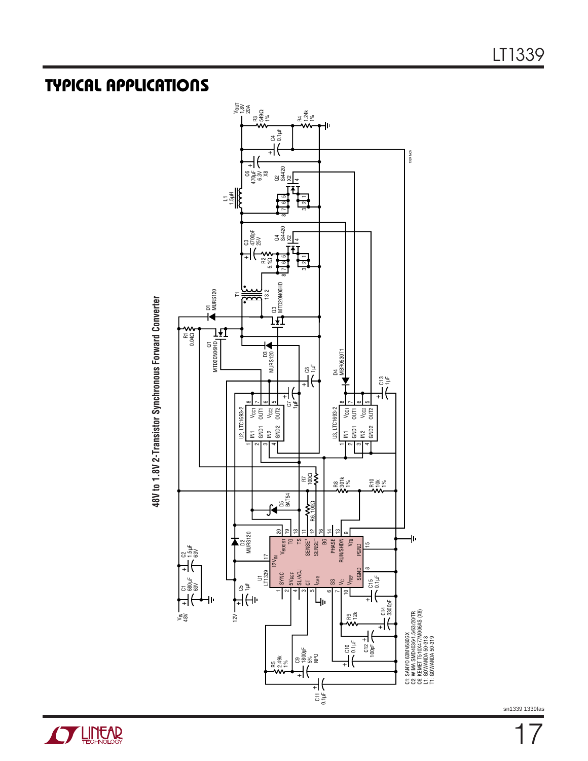## TYPICAL APPLICATIONS

**48V to 1.8V 2-Transistor Synchronous Forward Converter**

C1: SANYO 63MV680GX
C2: WIMA SMD4036/1.5/63/20/TR
C6: KEMET T510X477M006AS (X8)
L1: GOWANDA 50-318
T1: GOWANDA 50-319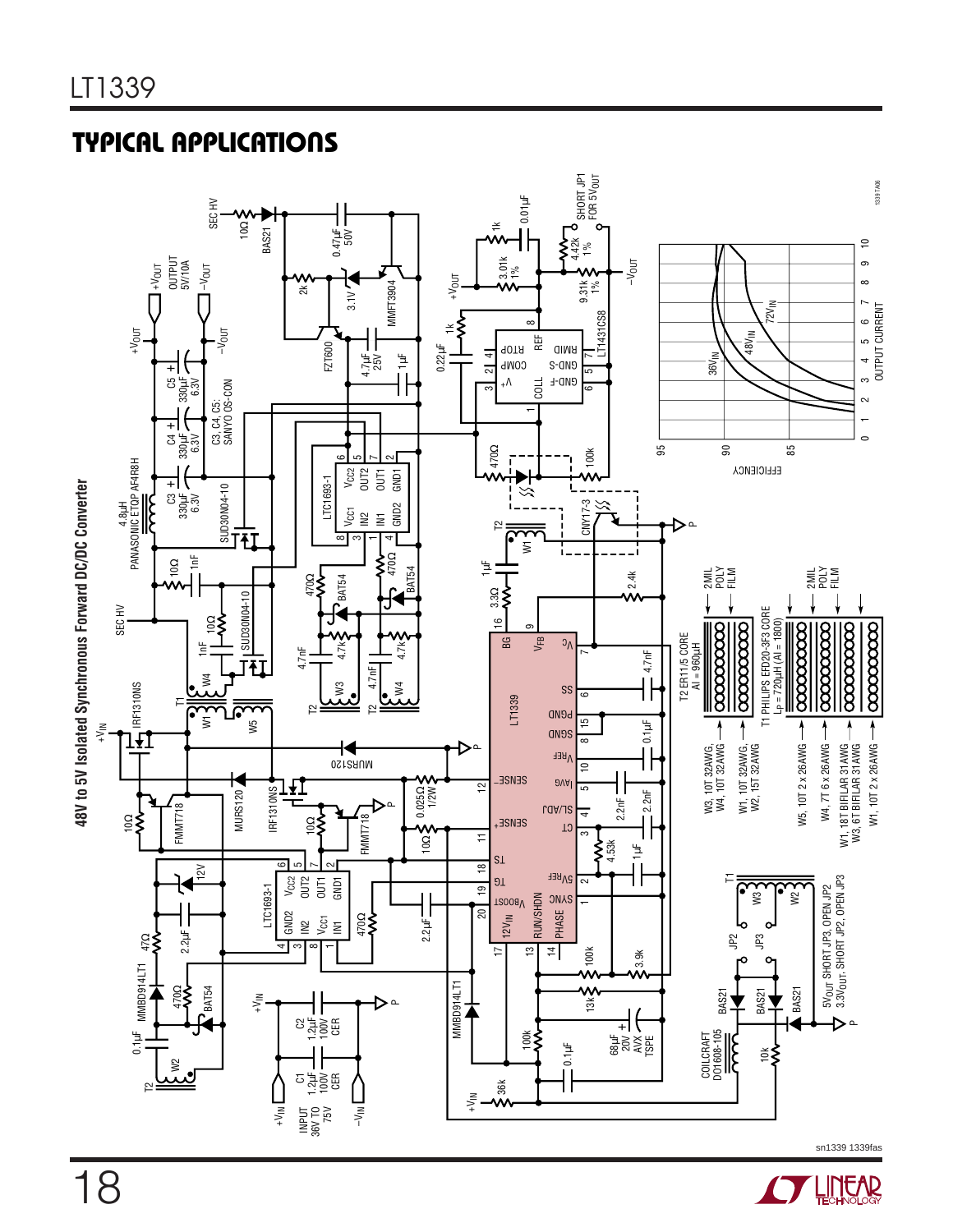## TYPICAL APPLICATIONS

**48V to 5V Isolated Synchronous Forward DC/DC Converter**

W3, 10T 32AWG,
W4, 10T 32AWG

W1, 10T 32AWG,
W2, 15T 32AWG

T2 ER11/5 CORE
AI = 960μH

2MIL POLY FILM

W5, 10T 2 x 26AWG

W4, 7T 6 x 26AWG

W1, 18T BIFILAR 31AWG
W3, 6T BIFILAR 31AWG

W1, 10T 2 x 26AWG

T1 PHILIPS EFD20-3F3 CORE
$L_P$ = 720μH (AI = 1800)

2MIL POLY FILM

5$V_{OUT}$ SHORT JP3, OPEN JP2
3.3$V_{OUT}$, SHORT JP2, OPEN JP3

SHORT JP1 FOR 5$V_{OUT}$

C3, C4, C5: SANYO OS-CON

OUTPUT 5V/10A

INPUT 36V TO 75V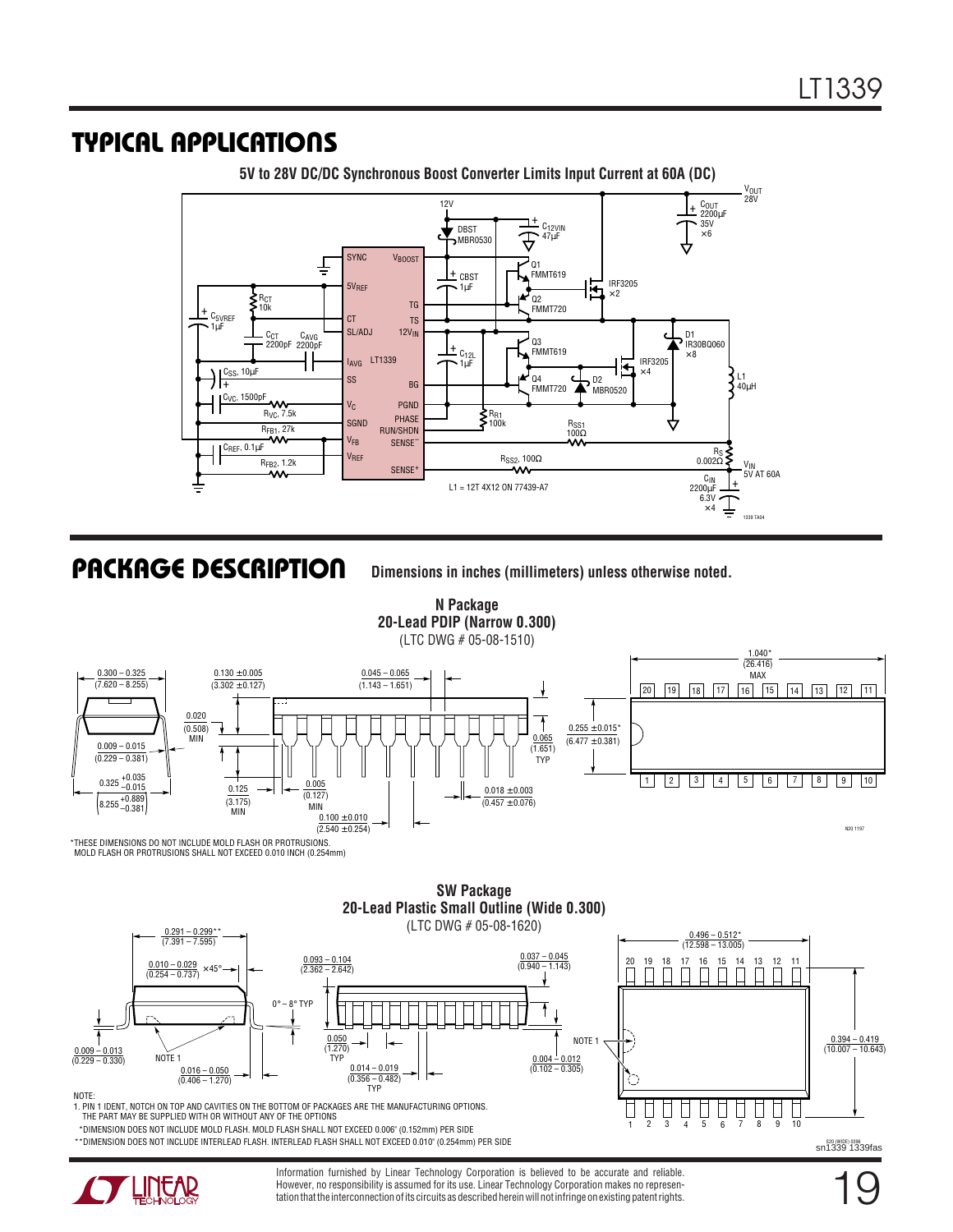## TYPICAL APPLICATIONS

**5V to 28V DC/DC Synchronous Boost Converter Limits Input Current at 60A (DC)**

L1 = 12T 4X12 ON 77439-A7

## PACKAGE DESCRIPTION

**Dimensions in inches (millimeters) unless otherwise noted.**

**N Package**
**20-Lead PDIP (Narrow 0.300)**
(LTC DWG # 05-08-1510)

*THESE DIMENSIONS DO NOT INCLUDE MOLD FLASH OR PROTRUSIONS. MOLD FLASH OR PROTRUSIONS SHALL NOT EXCEED 0.010 INCH (0.254mm)

**SW Package**
**20-Lead Plastic Small Outline (Wide 0.300)**
(LTC DWG # 05-08-1620)

NOTE:
1. PIN 1 IDENT, NOTCH ON TOP AND CAVITIES ON THE BOTTOM OF PACKAGES ARE THE MANUFACTURING OPTIONS. THE PART MAY BE SUPPLIED WITH OR WITHOUT ANY OF THE OPTIONS

*DIMENSION DOES NOT INCLUDE MOLD FLASH. MOLD FLASH SHALL NOT EXCEED 0.006" (0.152mm) PER SIDE

**DIMENSION DOES NOT INCLUDE INTERLEAD FLASH. INTERLEAD FLASH SHALL NOT EXCEED 0.010" (0.254mm) PER SIDE

Information furnished by Linear Technology Corporation is believed to be accurate and reliable. However, no responsibility is assumed for its use. Linear Technology Corporation makes no representation that the interconnection of its circuits as described herein will not infringe on existing patent rights.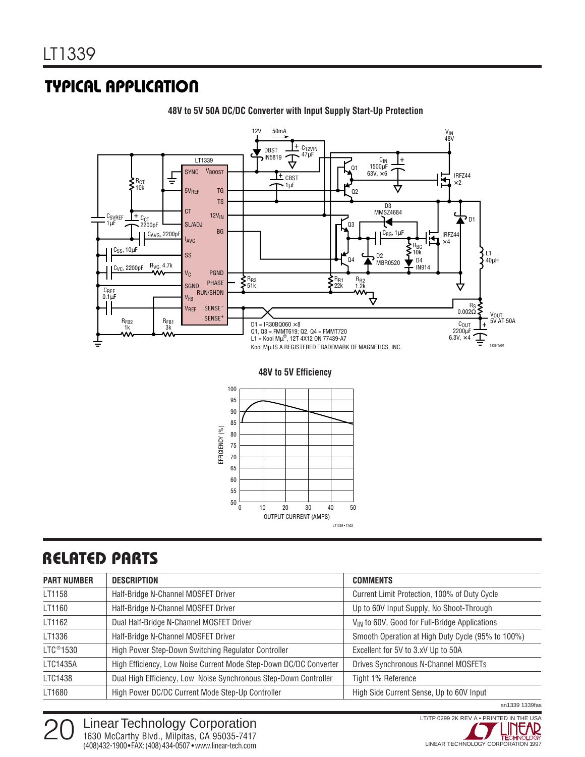## TYPICAL APPLICATION

**48V to 5V 50A DC/DC Converter with Input Supply Start-Up Protection**

D1 = IR30BQ060 ×8
Q1, Q3 = FMMT619; Q2, Q4 = FMMT720
L1 = Kool Mμ®, 12T 4X12 ON 77439-A7
Kool Mμ IS A REGISTERED TRADEMARK OF MAGNETICS, INC.

**48V to 5V Efficiency**

EFFICIENCY (%)
100
95
90
85
80
75
70
65
60
55
50
0
10
20
30
40
50
OUTPUT CURRENT (AMPS)

## RELATED PARTS

| PART NUMBER | DESCRIPTION | COMMENTS |
|---|---|---|
| LT1158 | Half-Bridge N-Channel MOSFET Driver | Current Limit Protection, 100% of Duty Cycle |
| LT1160 | Half-Bridge N-Channel MOSFET Driver | Up to 60V Input Supply, No Shoot-Through |
| LT1162 | Dual Half-Bridge N-Channel MOSFET Driver | $V_{IN}$ to 60V, Good for Full-Bridge Applications |
| LT1336 | Half-Bridge N-Channel MOSFET Driver | Smooth Operation at High Duty Cycle (95% to 100%) |
| LTC®1530 | High Power Step-Down Switching Regulator Controller | Excellent for 5V to 3.xV Up to 50A |
| LTC1435A | High Efficiency, Low Noise Current Mode Step-Down DC/DC Converter | Drives Synchronous N-Channel MOSFETs |
| LTC1438 | Dual High Efficiency, Low Noise Synchronous Step-Down Controller | Tight 1% Reference |
| LT1680 | High Power DC/DC Current Mode Step-Up Controller | High Side Current Sense, Up to 60V Input |

**Linear Technology Corporation**
1630 McCarthy Blvd., Milpitas, CA 95035-7417
(408)432-1900 • FAX: (408) 434-0507 • www.linear-tech.com

LT/TP 0299 2K REV A • PRINTED IN THE USA
© LINEAR TECHNOLOGY CORPORATION 1997